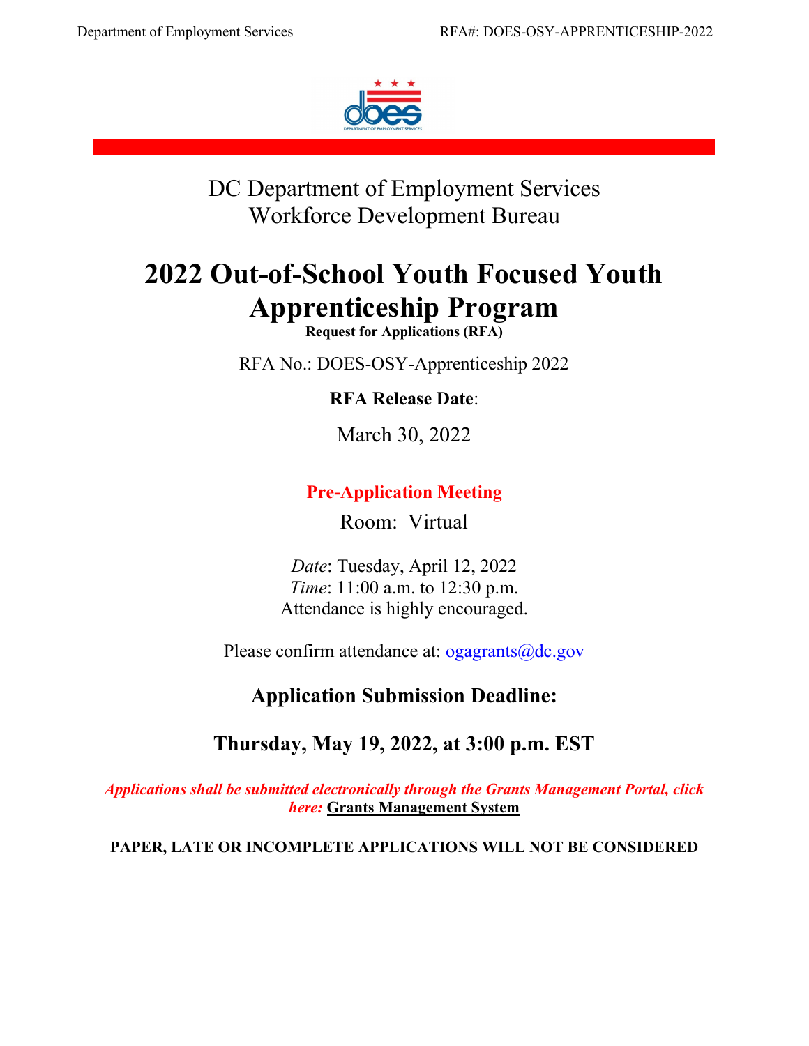DC Department of Employment Services
Workforce Development Bureau

# 2022 Out-of-School Youth Focused Youth Apprenticeship Program

**Request for Applications (RFA)**

RFA No.: DOES-OSY-Apprenticeship 2022

**RFA Release Date**:

March 30, 2022

**Pre-Application Meeting**

Room: Virtual

*Date*: Tuesday, April 12, 2022
*Time*: 11:00 a.m. to 12:30 p.m.
Attendance is highly encouraged.

Please confirm attendance at: ogagrants@dc.gov

## Application Submission Deadline:

## Thursday, May 19, 2022, at 3:00 p.m. EST

***Applications shall be submitted electronically through the Grants Management Portal, click here:*** **Grants Management System**

**PAPER, LATE OR INCOMPLETE APPLICATIONS WILL NOT BE CONSIDERED**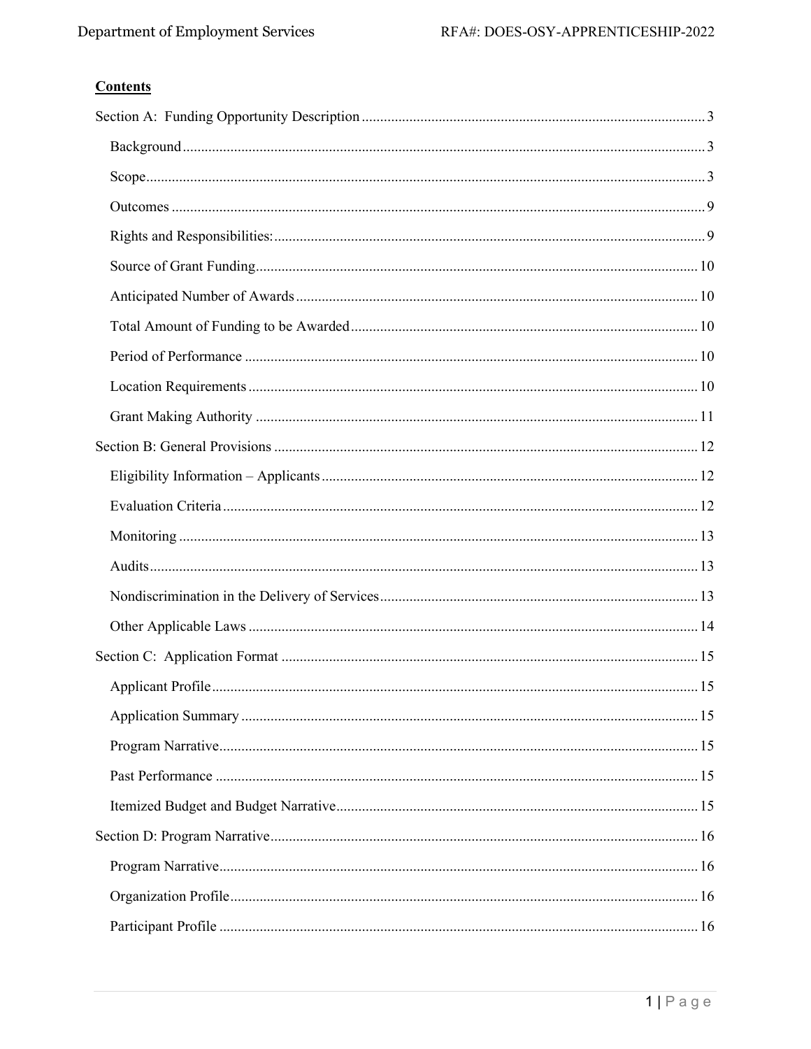## Contents

- Section A: Funding Opportunity Description ..... 3
  - Background ..... 3
  - Scope ..... 3
  - Outcomes ..... 9
  - Rights and Responsibilities: ..... 9
  - Source of Grant Funding ..... 10
  - Anticipated Number of Awards ..... 10
  - Total Amount of Funding to be Awarded ..... 10
  - Period of Performance ..... 10
  - Location Requirements ..... 10
  - Grant Making Authority ..... 11
- Section B: General Provisions ..... 12
  - Eligibility Information – Applicants ..... 12
  - Evaluation Criteria ..... 12
  - Monitoring ..... 13
  - Audits ..... 13
  - Nondiscrimination in the Delivery of Services ..... 13
  - Other Applicable Laws ..... 14
- Section C: Application Format ..... 15
  - Applicant Profile ..... 15
  - Application Summary ..... 15
  - Program Narrative ..... 15
  - Past Performance ..... 15
  - Itemized Budget and Budget Narrative ..... 15
- Section D: Program Narrative ..... 16
  - Program Narrative ..... 16
  - Organization Profile ..... 16
  - Participant Profile ..... 16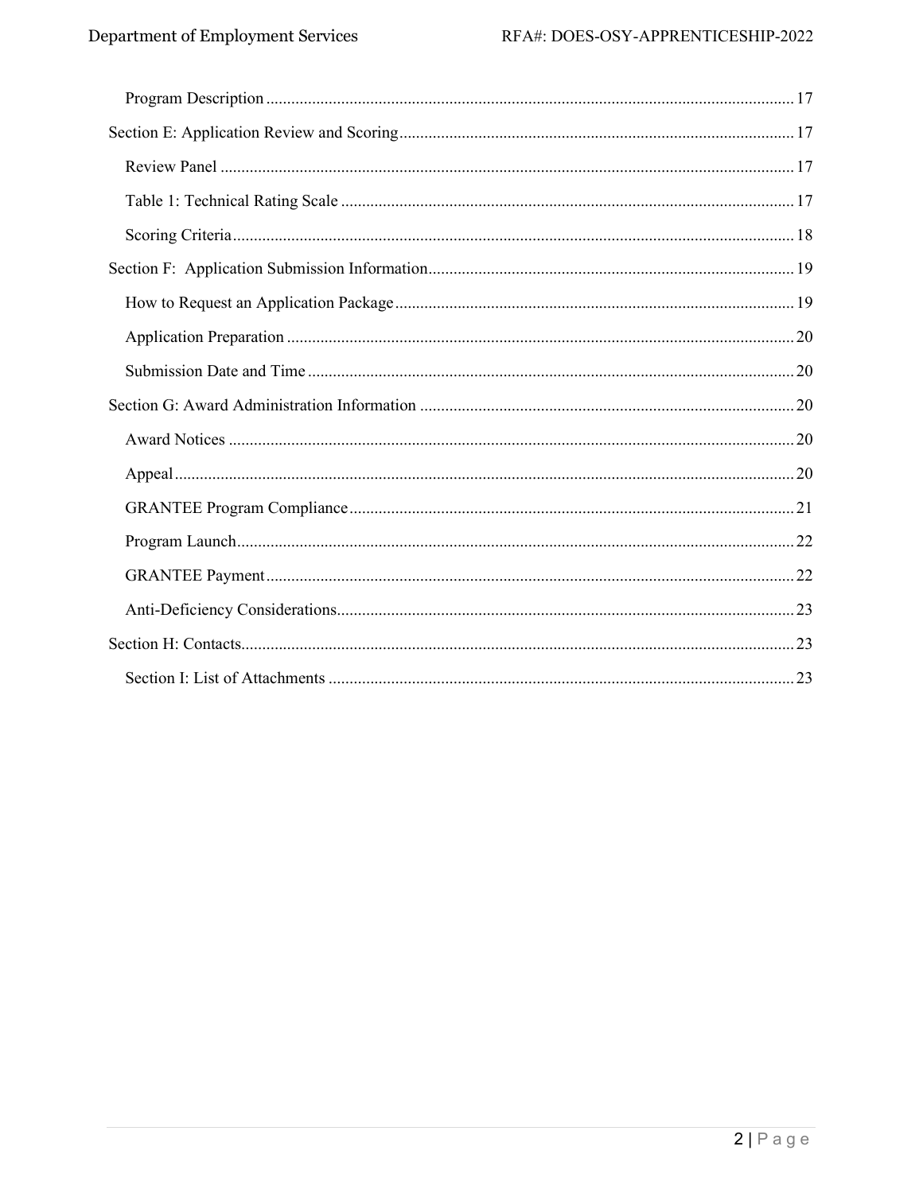Program Description ........ 17

Section E: Application Review and Scoring ........ 17

Review Panel ........ 17

Table 1: Technical Rating Scale ........ 17

Scoring Criteria ........ 18

Section F: Application Submission Information ........ 19

How to Request an Application Package ........ 19

Application Preparation ........ 20

Submission Date and Time ........ 20

Section G: Award Administration Information ........ 20

Award Notices ........ 20

Appeal ........ 20

GRANTEE Program Compliance ........ 21

Program Launch ........ 22

GRANTEE Payment ........ 22

Anti-Deficiency Considerations ........ 23

Section H: Contacts ........ 23

Section I: List of Attachments ........ 23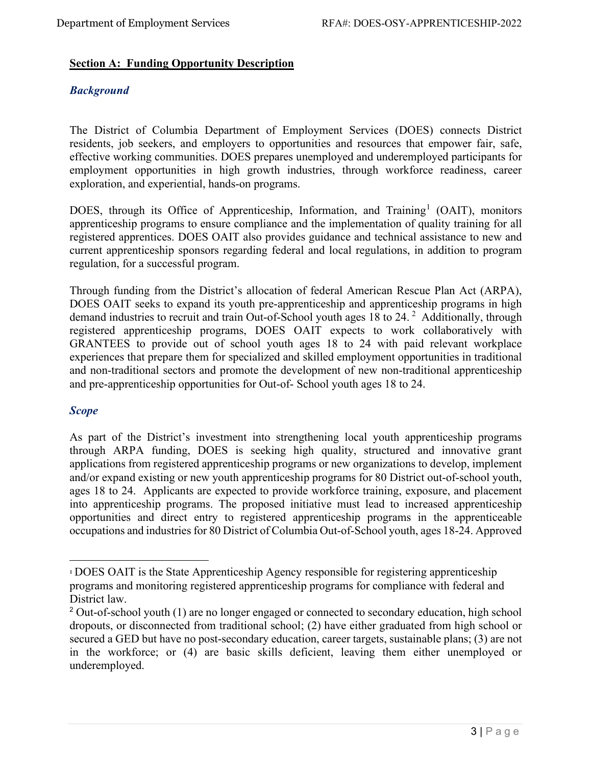## Section A: Funding Opportunity Description

### *Background*

The District of Columbia Department of Employment Services (DOES) connects District residents, job seekers, and employers to opportunities and resources that empower fair, safe, effective working communities. DOES prepares unemployed and underemployed participants for employment opportunities in high growth industries, through workforce readiness, career exploration, and experiential, hands-on programs.

DOES, through its Office of Apprenticeship, Information, and Training[1] (OAIT), monitors apprenticeship programs to ensure compliance and the implementation of quality training for all registered apprentices. DOES OAIT also provides guidance and technical assistance to new and current apprenticeship sponsors regarding federal and local regulations, in addition to program regulation, for a successful program.

Through funding from the District's allocation of federal American Rescue Plan Act (ARPA), DOES OAIT seeks to expand its youth pre-apprenticeship and apprenticeship programs in high demand industries to recruit and train Out-of-School youth ages 18 to 24.[2] Additionally, through registered apprenticeship programs, DOES OAIT expects to work collaboratively with GRANTEES to provide out of school youth ages 18 to 24 with paid relevant workplace experiences that prepare them for specialized and skilled employment opportunities in traditional and non-traditional sectors and promote the development of new non-traditional apprenticeship and pre-apprenticeship opportunities for Out-of- School youth ages 18 to 24.

### *Scope*

As part of the District's investment into strengthening local youth apprenticeship programs through ARPA funding, DOES is seeking high quality, structured and innovative grant applications from registered apprenticeship programs or new organizations to develop, implement and/or expand existing or new youth apprenticeship programs for 80 District out-of-school youth, ages 18 to 24. Applicants are expected to provide workforce training, exposure, and placement into apprenticeship programs. The proposed initiative must lead to increased apprenticeship opportunities and direct entry to registered apprenticeship programs in the apprenticeable occupations and industries for 80 District of Columbia Out-of-School youth, ages 18-24. Approved

---

[1] DOES OAIT is the State Apprenticeship Agency responsible for registering apprenticeship programs and monitoring registered apprenticeship programs for compliance with federal and District law.

[2] Out-of-school youth (1) are no longer engaged or connected to secondary education, high school dropouts, or disconnected from traditional school; (2) have either graduated from high school or secured a GED but have no post-secondary education, career targets, sustainable plans; (3) are not in the workforce; or (4) are basic skills deficient, leaving them either unemployed or underemployed.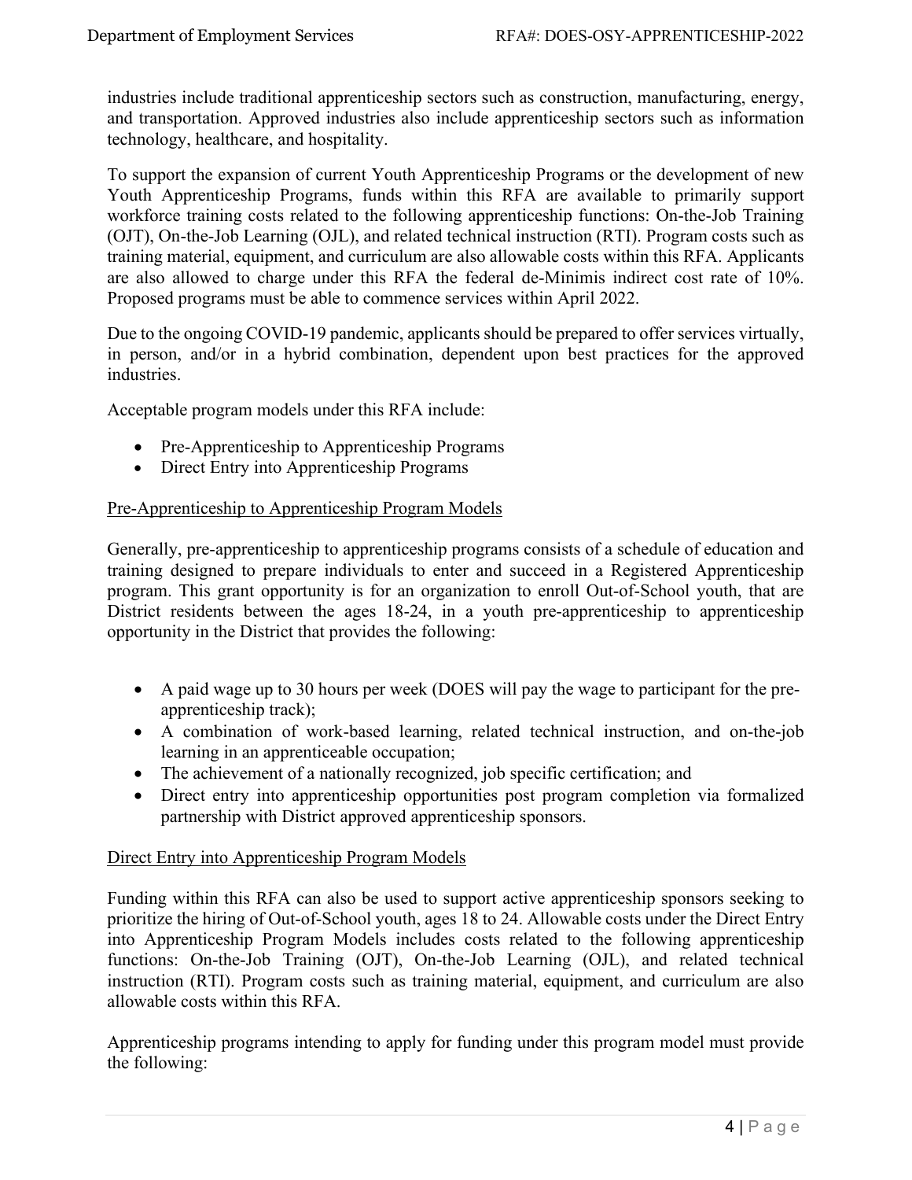industries include traditional apprenticeship sectors such as construction, manufacturing, energy, and transportation. Approved industries also include apprenticeship sectors such as information technology, healthcare, and hospitality.

To support the expansion of current Youth Apprenticeship Programs or the development of new Youth Apprenticeship Programs, funds within this RFA are available to primarily support workforce training costs related to the following apprenticeship functions: On-the-Job Training (OJT), On-the-Job Learning (OJL), and related technical instruction (RTI). Program costs such as training material, equipment, and curriculum are also allowable costs within this RFA. Applicants are also allowed to charge under this RFA the federal de-Minimis indirect cost rate of 10%. Proposed programs must be able to commence services within April 2022.

Due to the ongoing COVID-19 pandemic, applicants should be prepared to offer services virtually, in person, and/or in a hybrid combination, dependent upon best practices for the approved industries.

Acceptable program models under this RFA include:

- Pre-Apprenticeship to Apprenticeship Programs
- Direct Entry into Apprenticeship Programs

<u>Pre-Apprenticeship to Apprenticeship Program Models</u>

Generally, pre-apprenticeship to apprenticeship programs consists of a schedule of education and training designed to prepare individuals to enter and succeed in a Registered Apprenticeship program. This grant opportunity is for an organization to enroll Out-of-School youth, that are District residents between the ages 18-24, in a youth pre-apprenticeship to apprenticeship opportunity in the District that provides the following:

- A paid wage up to 30 hours per week (DOES will pay the wage to participant for the pre-apprenticeship track);
- A combination of work-based learning, related technical instruction, and on-the-job learning in an apprenticeable occupation;
- The achievement of a nationally recognized, job specific certification; and
- Direct entry into apprenticeship opportunities post program completion via formalized partnership with District approved apprenticeship sponsors.

<u>Direct Entry into Apprenticeship Program Models</u>

Funding within this RFA can also be used to support active apprenticeship sponsors seeking to prioritize the hiring of Out-of-School youth, ages 18 to 24. Allowable costs under the Direct Entry into Apprenticeship Program Models includes costs related to the following apprenticeship functions: On-the-Job Training (OJT), On-the-Job Learning (OJL), and related technical instruction (RTI). Program costs such as training material, equipment, and curriculum are also allowable costs within this RFA.

Apprenticeship programs intending to apply for funding under this program model must provide the following: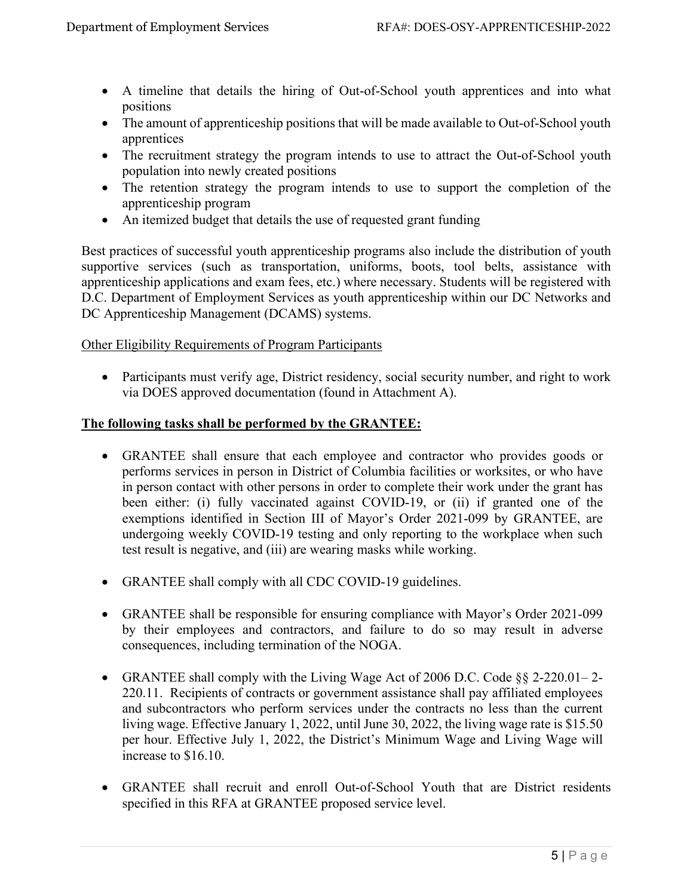- A timeline that details the hiring of Out-of-School youth apprentices and into what positions
- The amount of apprenticeship positions that will be made available to Out-of-School youth apprentices
- The recruitment strategy the program intends to use to attract the Out-of-School youth population into newly created positions
- The retention strategy the program intends to use to support the completion of the apprenticeship program
- An itemized budget that details the use of requested grant funding

Best practices of successful youth apprenticeship programs also include the distribution of youth supportive services (such as transportation, uniforms, boots, tool belts, assistance with apprenticeship applications and exam fees, etc.) where necessary. Students will be registered with D.C. Department of Employment Services as youth apprenticeship within our DC Networks and DC Apprenticeship Management (DCAMS) systems.

Other Eligibility Requirements of Program Participants

- Participants must verify age, District residency, social security number, and right to work via DOES approved documentation (found in Attachment A).

**The following tasks shall be performed by the GRANTEE:**

- GRANTEE shall ensure that each employee and contractor who provides goods or performs services in person in District of Columbia facilities or worksites, or who have in person contact with other persons in order to complete their work under the grant has been either: (i) fully vaccinated against COVID-19, or (ii) if granted one of the exemptions identified in Section III of Mayor's Order 2021-099 by GRANTEE, are undergoing weekly COVID-19 testing and only reporting to the workplace when such test result is negative, and (iii) are wearing masks while working.

- GRANTEE shall comply with all CDC COVID-19 guidelines.

- GRANTEE shall be responsible for ensuring compliance with Mayor's Order 2021-099 by their employees and contractors, and failure to do so may result in adverse consequences, including termination of the NOGA.

- GRANTEE shall comply with the Living Wage Act of 2006 D.C. Code §§ 2-220.01– 2-220.11. Recipients of contracts or government assistance shall pay affiliated employees and subcontractors who perform services under the contracts no less than the current living wage. Effective January 1, 2022, until June 30, 2022, the living wage rate is $15.50 per hour. Effective July 1, 2022, the District's Minimum Wage and Living Wage will increase to $16.10.

- GRANTEE shall recruit and enroll Out-of-School Youth that are District residents specified in this RFA at GRANTEE proposed service level.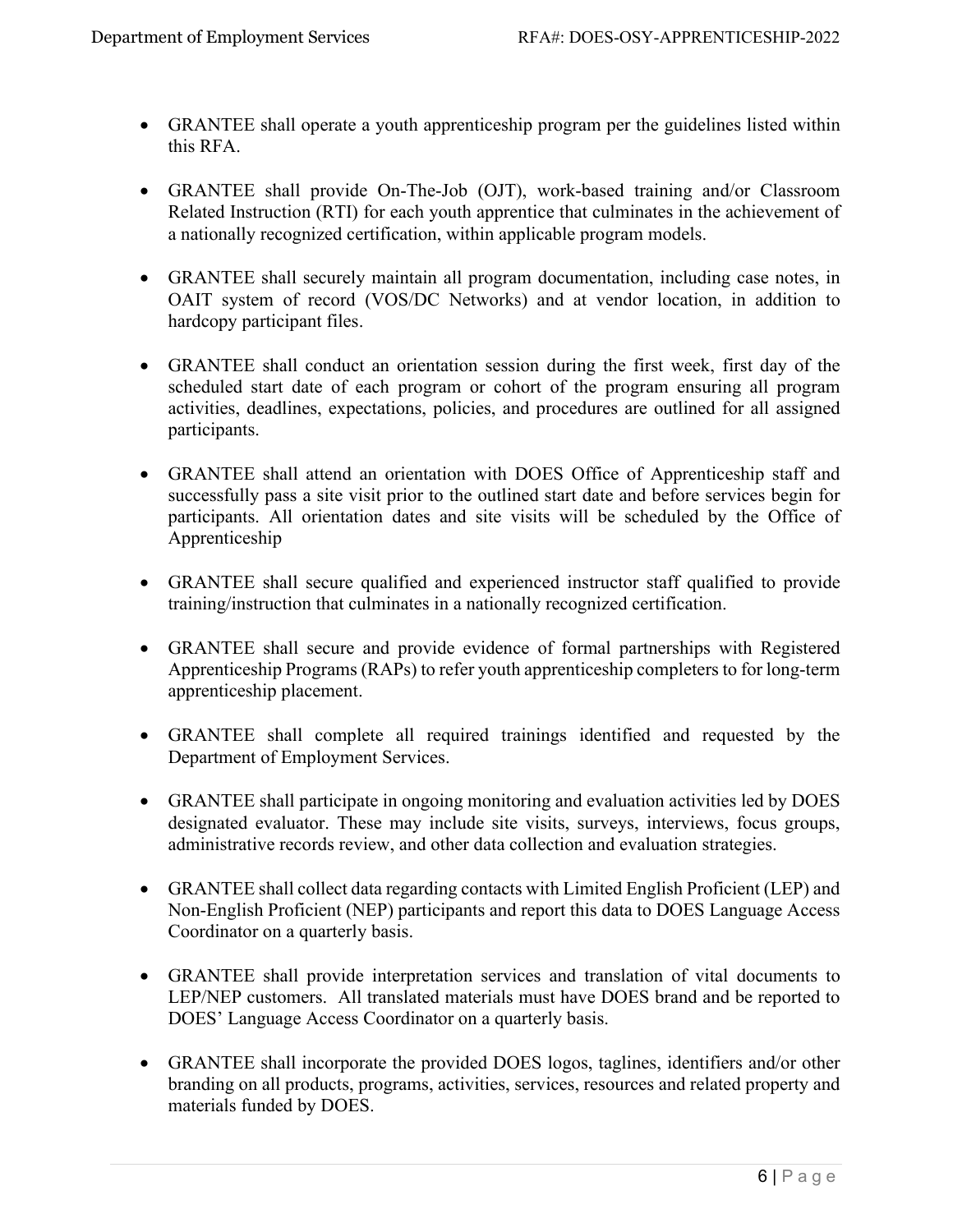- GRANTEE shall operate a youth apprenticeship program per the guidelines listed within this RFA.
- GRANTEE shall provide On-The-Job (OJT), work-based training and/or Classroom Related Instruction (RTI) for each youth apprentice that culminates in the achievement of a nationally recognized certification, within applicable program models.
- GRANTEE shall securely maintain all program documentation, including case notes, in OAIT system of record (VOS/DC Networks) and at vendor location, in addition to hardcopy participant files.
- GRANTEE shall conduct an orientation session during the first week, first day of the scheduled start date of each program or cohort of the program ensuring all program activities, deadlines, expectations, policies, and procedures are outlined for all assigned participants.
- GRANTEE shall attend an orientation with DOES Office of Apprenticeship staff and successfully pass a site visit prior to the outlined start date and before services begin for participants. All orientation dates and site visits will be scheduled by the Office of Apprenticeship
- GRANTEE shall secure qualified and experienced instructor staff qualified to provide training/instruction that culminates in a nationally recognized certification.
- GRANTEE shall secure and provide evidence of formal partnerships with Registered Apprenticeship Programs (RAPs) to refer youth apprenticeship completers to for long-term apprenticeship placement.
- GRANTEE shall complete all required trainings identified and requested by the Department of Employment Services.
- GRANTEE shall participate in ongoing monitoring and evaluation activities led by DOES designated evaluator. These may include site visits, surveys, interviews, focus groups, administrative records review, and other data collection and evaluation strategies.
- GRANTEE shall collect data regarding contacts with Limited English Proficient (LEP) and Non-English Proficient (NEP) participants and report this data to DOES Language Access Coordinator on a quarterly basis.
- GRANTEE shall provide interpretation services and translation of vital documents to LEP/NEP customers. All translated materials must have DOES brand and be reported to DOES' Language Access Coordinator on a quarterly basis.
- GRANTEE shall incorporate the provided DOES logos, taglines, identifiers and/or other branding on all products, programs, activities, services, resources and related property and materials funded by DOES.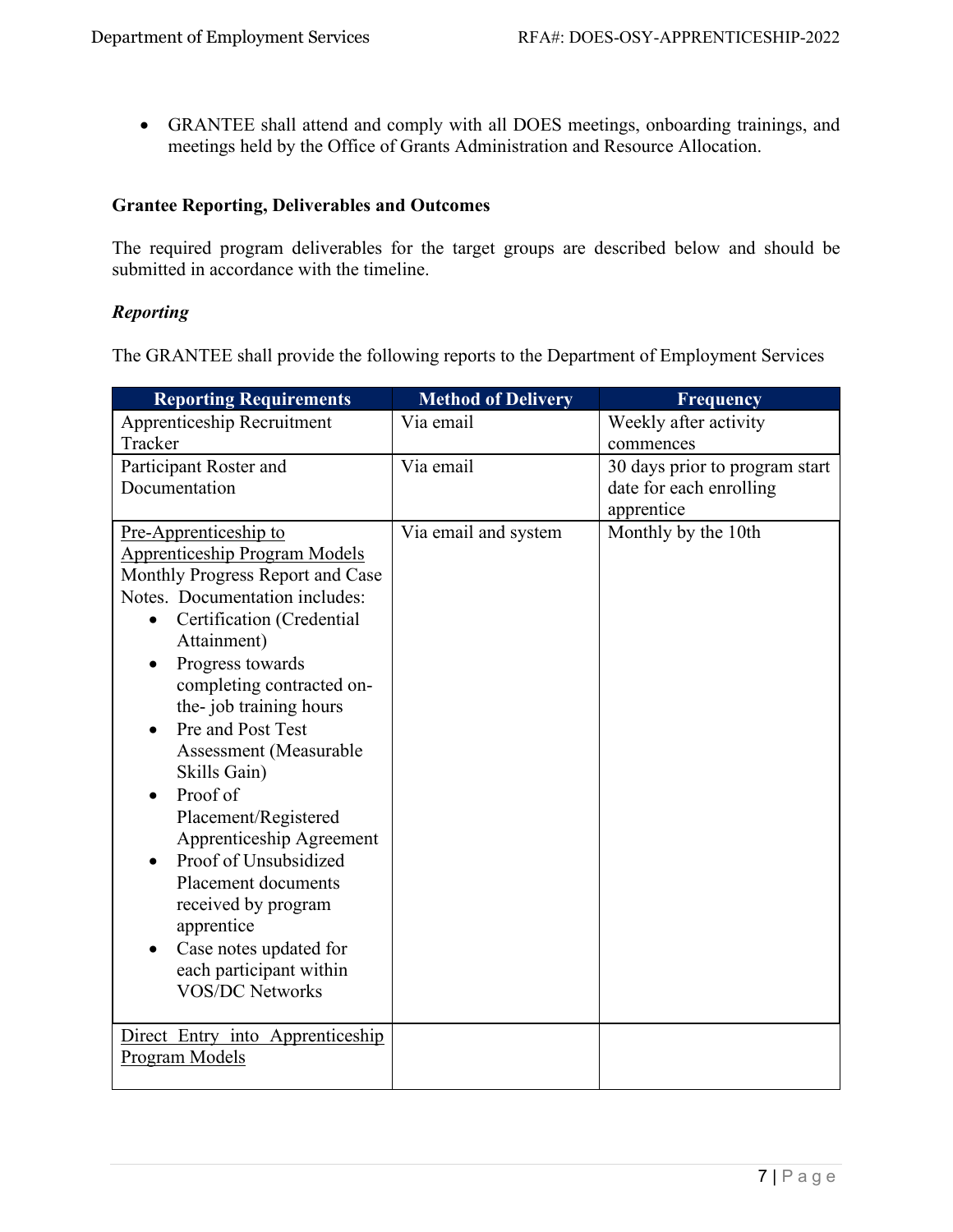- GRANTEE shall attend and comply with all DOES meetings, onboarding trainings, and meetings held by the Office of Grants Administration and Resource Allocation.

**Grantee Reporting, Deliverables and Outcomes**

The required program deliverables for the target groups are described below and should be submitted in accordance with the timeline.

***Reporting***

The GRANTEE shall provide the following reports to the Department of Employment Services

| Reporting Requirements | Method of Delivery | Frequency |
|---|---|---|
| Apprenticeship Recruitment Tracker | Via email | Weekly after activity commences |
| Participant Roster and Documentation | Via email | 30 days prior to program start date for each enrolling apprentice |
| Pre-Apprenticeship to Apprenticeship Program Models Monthly Progress Report and Case Notes. Documentation includes: <br>• Certification (Credential Attainment)<br>• Progress towards completing contracted on-the- job training hours<br>• Pre and Post Test Assessment (Measurable Skills Gain)<br>• Proof of Placement/Registered Apprenticeship Agreement<br>• Proof of Unsubsidized Placement documents received by program apprentice<br>• Case notes updated for each participant within VOS/DC Networks | Via email and system | Monthly by the 10th |
| Direct Entry into Apprenticeship Program Models | | |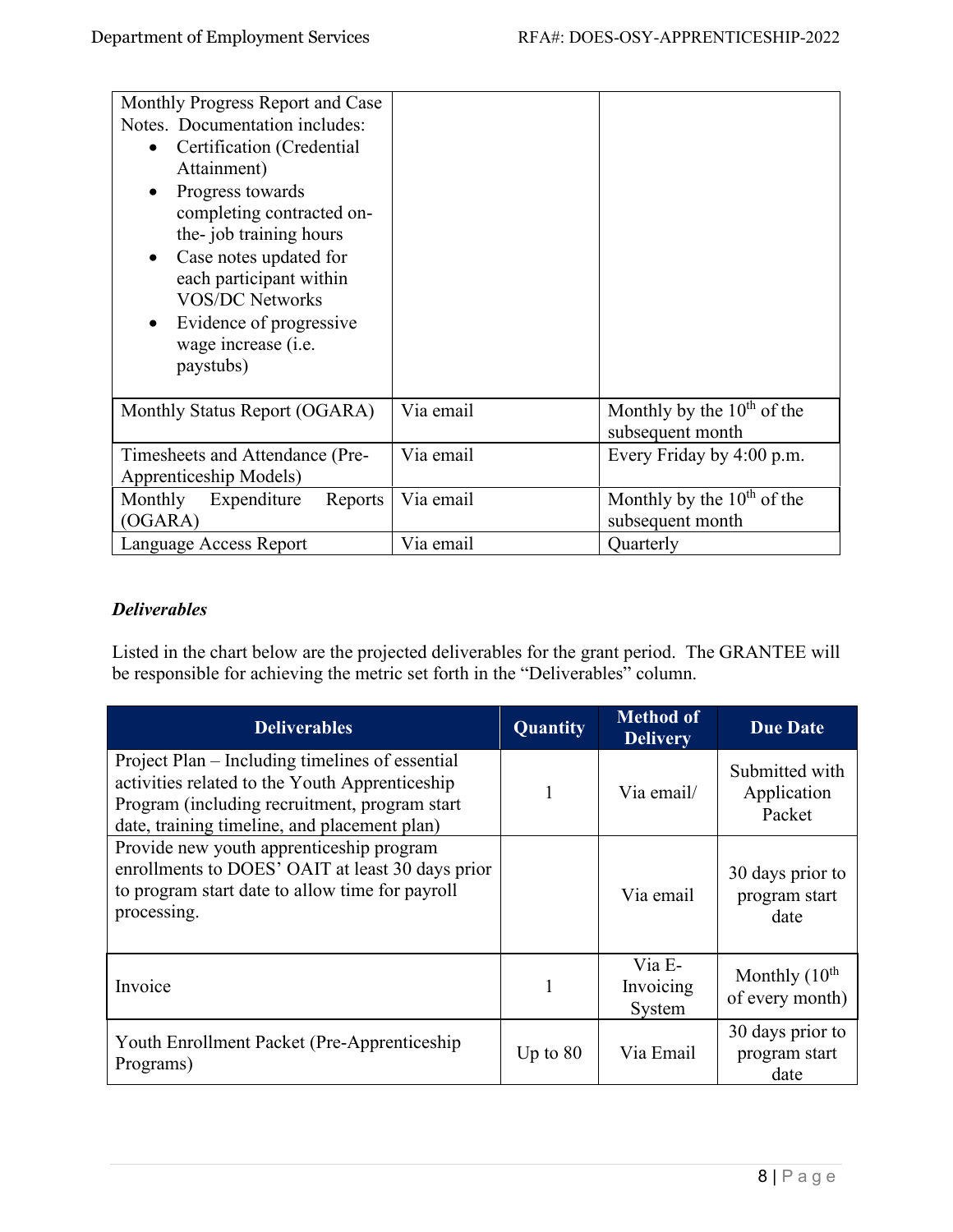| | | |
|---|---|---|
| Monthly Progress Report and Case Notes. Documentation includes: <br>• Certification (Credential Attainment) <br>• Progress towards completing contracted on-the- job training hours <br>• Case notes updated for each participant within VOS/DC Networks <br>• Evidence of progressive wage increase (i.e. paystubs) | | |
| Monthly Status Report (OGARA) | Via email | Monthly by the 10th of the subsequent month |
| Timesheets and Attendance (Pre-Apprenticeship Models) | Via email | Every Friday by 4:00 p.m. |
| Monthly Expenditure Reports (OGARA) | Via email | Monthly by the 10th of the subsequent month |
| Language Access Report | Via email | Quarterly |

***Deliverables***

Listed in the chart below are the projected deliverables for the grant period. The GRANTEE will be responsible for achieving the metric set forth in the "Deliverables" column.

| Deliverables | Quantity | Method of Delivery | Due Date |
|---|---|---|---|
| Project Plan – Including timelines of essential activities related to the Youth Apprenticeship Program (including recruitment, program start date, training timeline, and placement plan) | 1 | Via email/ | Submitted with Application Packet |
| Provide new youth apprenticeship program enrollments to DOES' OAIT at least 30 days prior to program start date to allow time for payroll processing. | | Via email | 30 days prior to program start date |
| Invoice | 1 | Via E-Invoicing System | Monthly (10th of every month) |
| Youth Enrollment Packet (Pre-Apprenticeship Programs) | Up to 80 | Via Email | 30 days prior to program start date |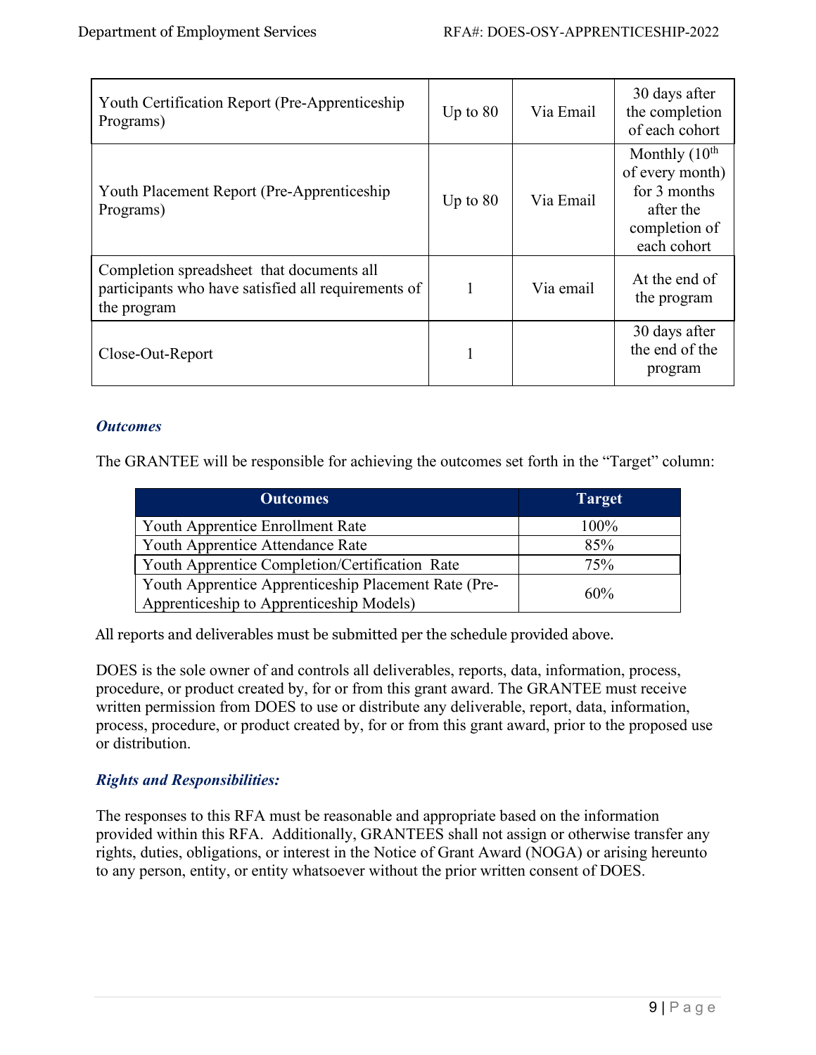| | | | |
|---|---|---|---|
| Youth Certification Report (Pre-Apprenticeship Programs) | Up to 80 | Via Email | 30 days after the completion of each cohort |
| Youth Placement Report (Pre-Apprenticeship Programs) | Up to 80 | Via Email | Monthly (10th of every month) for 3 months after the completion of each cohort |
| Completion spreadsheet that documents all participants who have satisfied all requirements of the program | 1 | Via email | At the end of the program |
| Close-Out-Report | 1 | | 30 days after the end of the program |

### *Outcomes*

The GRANTEE will be responsible for achieving the outcomes set forth in the “Target” column:

| Outcomes | Target |
|---|---|
| Youth Apprentice Enrollment Rate | 100% |
| Youth Apprentice Attendance Rate | 85% |
| Youth Apprentice Completion/Certification Rate | 75% |
| Youth Apprentice Apprenticeship Placement Rate (Pre-Apprenticeship to Apprenticeship Models) | 60% |

All reports and deliverables must be submitted per the schedule provided above.

DOES is the sole owner of and controls all deliverables, reports, data, information, process, procedure, or product created by, for or from this grant award. The GRANTEE must receive written permission from DOES to use or distribute any deliverable, report, data, information, process, procedure, or product created by, for or from this grant award, prior to the proposed use or distribution.

### *Rights and Responsibilities:*

The responses to this RFA must be reasonable and appropriate based on the information provided within this RFA. Additionally, GRANTEES shall not assign or otherwise transfer any rights, duties, obligations, or interest in the Notice of Grant Award (NOGA) or arising hereunto to any person, entity, or entity whatsoever without the prior written consent of DOES.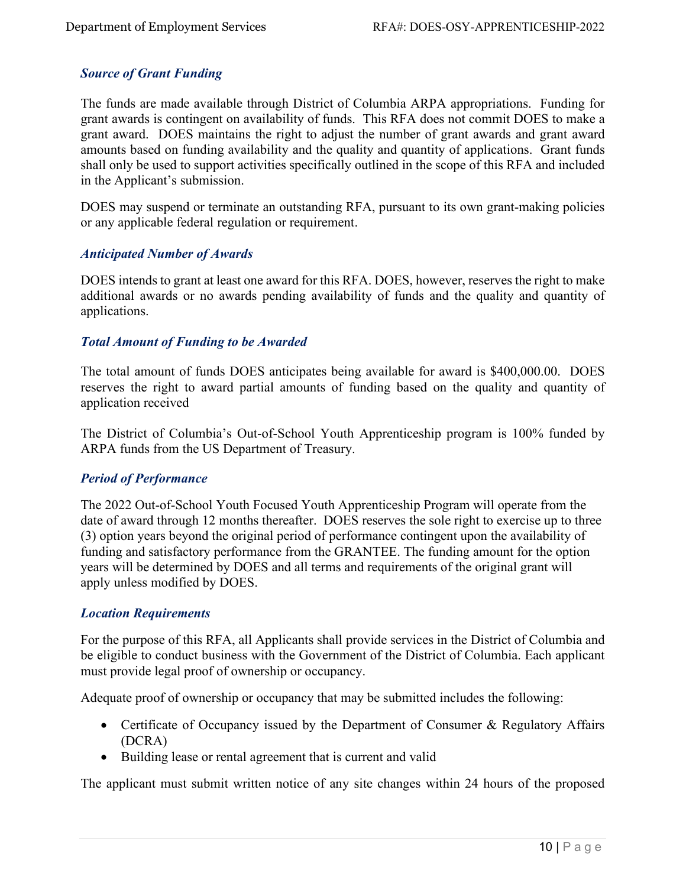### *Source of Grant Funding*

The funds are made available through District of Columbia ARPA appropriations. Funding for grant awards is contingent on availability of funds. This RFA does not commit DOES to make a grant award. DOES maintains the right to adjust the number of grant awards and grant award amounts based on funding availability and the quality and quantity of applications. Grant funds shall only be used to support activities specifically outlined in the scope of this RFA and included in the Applicant's submission.

DOES may suspend or terminate an outstanding RFA, pursuant to its own grant-making policies or any applicable federal regulation or requirement.

### *Anticipated Number of Awards*

DOES intends to grant at least one award for this RFA. DOES, however, reserves the right to make additional awards or no awards pending availability of funds and the quality and quantity of applications.

### *Total Amount of Funding to be Awarded*

The total amount of funds DOES anticipates being available for award is $400,000.00. DOES reserves the right to award partial amounts of funding based on the quality and quantity of application received

The District of Columbia's Out-of-School Youth Apprenticeship program is 100% funded by ARPA funds from the US Department of Treasury.

### *Period of Performance*

The 2022 Out-of-School Youth Focused Youth Apprenticeship Program will operate from the date of award through 12 months thereafter. DOES reserves the sole right to exercise up to three (3) option years beyond the original period of performance contingent upon the availability of funding and satisfactory performance from the GRANTEE. The funding amount for the option years will be determined by DOES and all terms and requirements of the original grant will apply unless modified by DOES.

### *Location Requirements*

For the purpose of this RFA, all Applicants shall provide services in the District of Columbia and be eligible to conduct business with the Government of the District of Columbia. Each applicant must provide legal proof of ownership or occupancy.

Adequate proof of ownership or occupancy that may be submitted includes the following:

- Certificate of Occupancy issued by the Department of Consumer & Regulatory Affairs (DCRA)
- Building lease or rental agreement that is current and valid

The applicant must submit written notice of any site changes within 24 hours of the proposed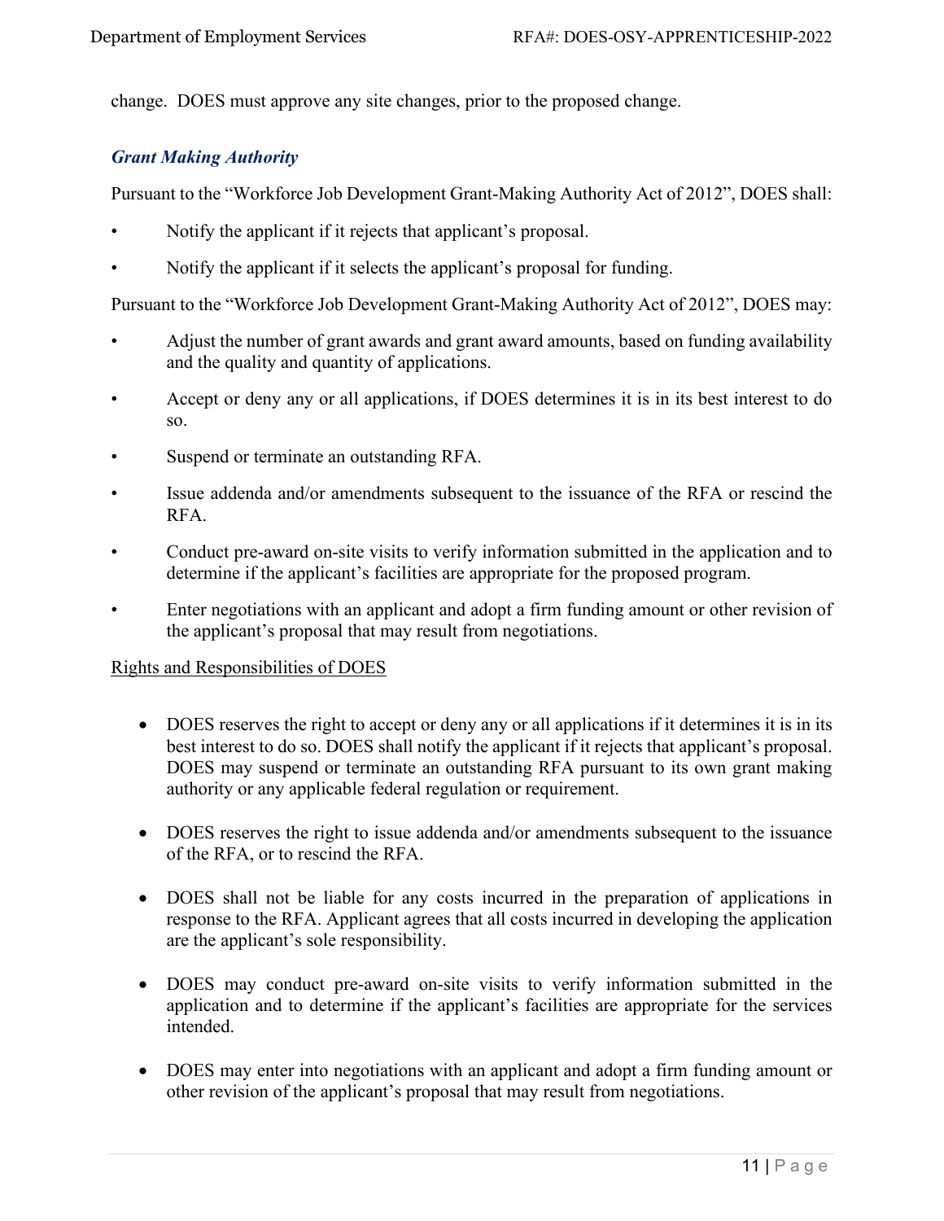change. DOES must approve any site changes, prior to the proposed change.

### *Grant Making Authority*

Pursuant to the "Workforce Job Development Grant-Making Authority Act of 2012", DOES shall:

- Notify the applicant if it rejects that applicant's proposal.
- Notify the applicant if it selects the applicant's proposal for funding.

Pursuant to the "Workforce Job Development Grant-Making Authority Act of 2012", DOES may:

- Adjust the number of grant awards and grant award amounts, based on funding availability and the quality and quantity of applications.
- Accept or deny any or all applications, if DOES determines it is in its best interest to do so.
- Suspend or terminate an outstanding RFA.
- Issue addenda and/or amendments subsequent to the issuance of the RFA or rescind the RFA.
- Conduct pre-award on-site visits to verify information submitted in the application and to determine if the applicant's facilities are appropriate for the proposed program.
- Enter negotiations with an applicant and adopt a firm funding amount or other revision of the applicant's proposal that may result from negotiations.

<u>Rights and Responsibilities of DOES</u>

- DOES reserves the right to accept or deny any or all applications if it determines it is in its best interest to do so. DOES shall notify the applicant if it rejects that applicant's proposal. DOES may suspend or terminate an outstanding RFA pursuant to its own grant making authority or any applicable federal regulation or requirement.
- DOES reserves the right to issue addenda and/or amendments subsequent to the issuance of the RFA, or to rescind the RFA.
- DOES shall not be liable for any costs incurred in the preparation of applications in response to the RFA. Applicant agrees that all costs incurred in developing the application are the applicant's sole responsibility.
- DOES may conduct pre-award on-site visits to verify information submitted in the application and to determine if the applicant's facilities are appropriate for the services intended.
- DOES may enter into negotiations with an applicant and adopt a firm funding amount or other revision of the applicant's proposal that may result from negotiations.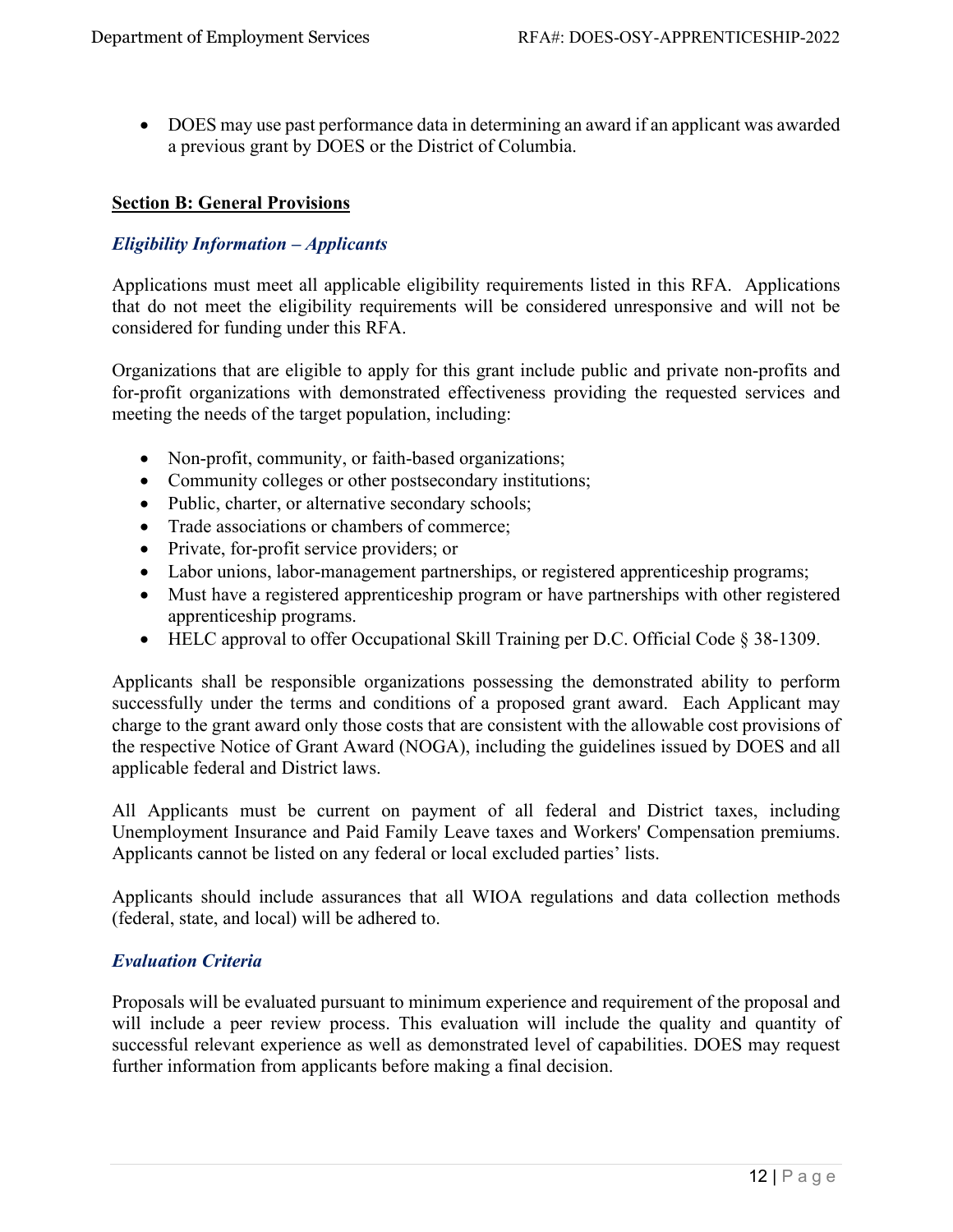- DOES may use past performance data in determining an award if an applicant was awarded a previous grant by DOES or the District of Columbia.

## Section B: General Provisions

### *Eligibility Information – Applicants*

Applications must meet all applicable eligibility requirements listed in this RFA. Applications that do not meet the eligibility requirements will be considered unresponsive and will not be considered for funding under this RFA.

Organizations that are eligible to apply for this grant include public and private non-profits and for-profit organizations with demonstrated effectiveness providing the requested services and meeting the needs of the target population, including:

- Non-profit, community, or faith-based organizations;
- Community colleges or other postsecondary institutions;
- Public, charter, or alternative secondary schools;
- Trade associations or chambers of commerce;
- Private, for-profit service providers; or
- Labor unions, labor-management partnerships, or registered apprenticeship programs;
- Must have a registered apprenticeship program or have partnerships with other registered apprenticeship programs.
- HELC approval to offer Occupational Skill Training per D.C. Official Code § 38-1309.

Applicants shall be responsible organizations possessing the demonstrated ability to perform successfully under the terms and conditions of a proposed grant award. Each Applicant may charge to the grant award only those costs that are consistent with the allowable cost provisions of the respective Notice of Grant Award (NOGA), including the guidelines issued by DOES and all applicable federal and District laws.

All Applicants must be current on payment of all federal and District taxes, including Unemployment Insurance and Paid Family Leave taxes and Workers' Compensation premiums. Applicants cannot be listed on any federal or local excluded parties' lists.

Applicants should include assurances that all WIOA regulations and data collection methods (federal, state, and local) will be adhered to.

### *Evaluation Criteria*

Proposals will be evaluated pursuant to minimum experience and requirement of the proposal and will include a peer review process. This evaluation will include the quality and quantity of successful relevant experience as well as demonstrated level of capabilities. DOES may request further information from applicants before making a final decision.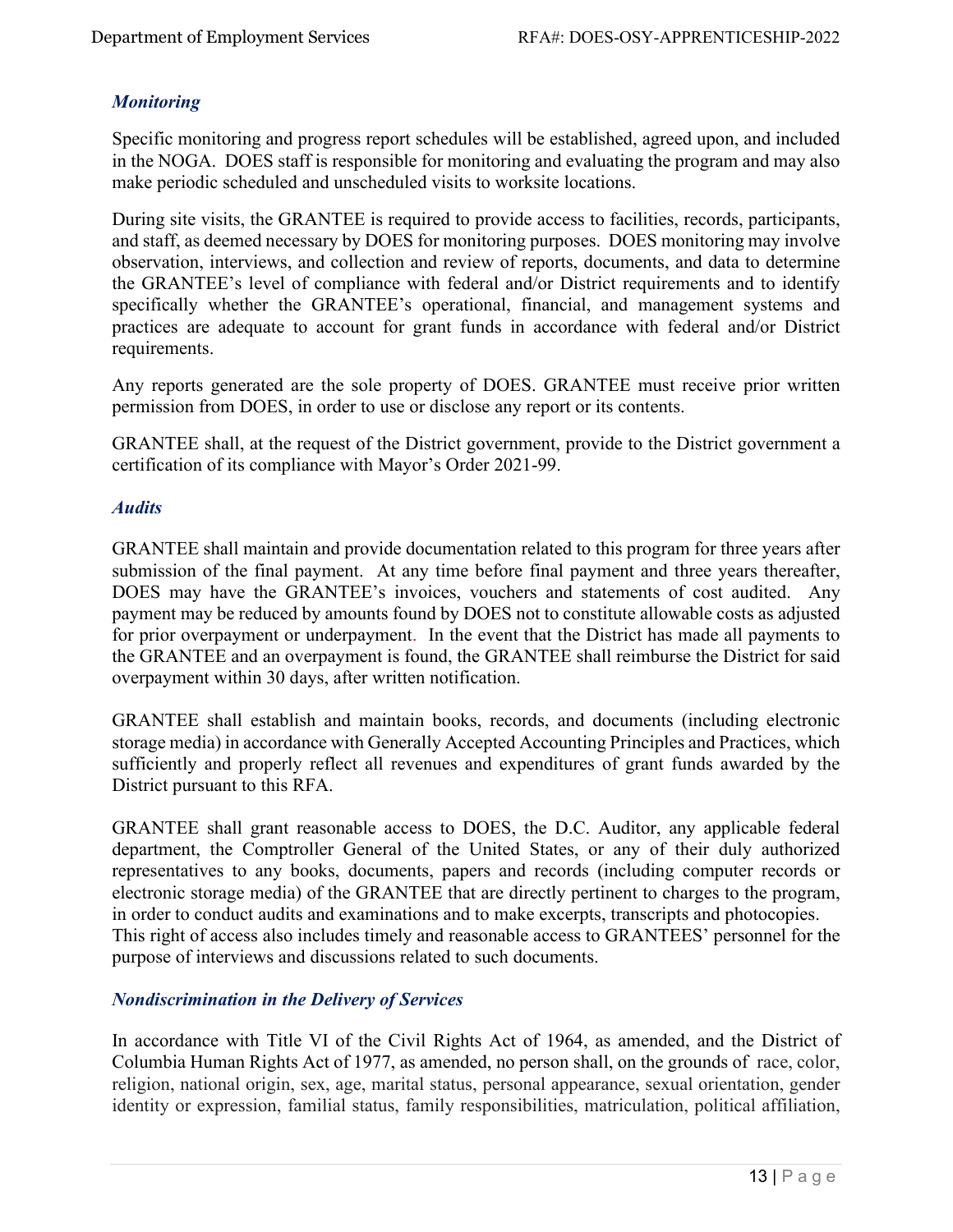### *Monitoring*

Specific monitoring and progress report schedules will be established, agreed upon, and included in the NOGA. DOES staff is responsible for monitoring and evaluating the program and may also make periodic scheduled and unscheduled visits to worksite locations.

During site visits, the GRANTEE is required to provide access to facilities, records, participants, and staff, as deemed necessary by DOES for monitoring purposes. DOES monitoring may involve observation, interviews, and collection and review of reports, documents, and data to determine the GRANTEE's level of compliance with federal and/or District requirements and to identify specifically whether the GRANTEE's operational, financial, and management systems and practices are adequate to account for grant funds in accordance with federal and/or District requirements.

Any reports generated are the sole property of DOES. GRANTEE must receive prior written permission from DOES, in order to use or disclose any report or its contents.

GRANTEE shall, at the request of the District government, provide to the District government a certification of its compliance with Mayor's Order 2021-99.

### *Audits*

GRANTEE shall maintain and provide documentation related to this program for three years after submission of the final payment. At any time before final payment and three years thereafter, DOES may have the GRANTEE's invoices, vouchers and statements of cost audited. Any payment may be reduced by amounts found by DOES not to constitute allowable costs as adjusted for prior overpayment or underpayment. In the event that the District has made all payments to the GRANTEE and an overpayment is found, the GRANTEE shall reimburse the District for said overpayment within 30 days, after written notification.

GRANTEE shall establish and maintain books, records, and documents (including electronic storage media) in accordance with Generally Accepted Accounting Principles and Practices, which sufficiently and properly reflect all revenues and expenditures of grant funds awarded by the District pursuant to this RFA.

GRANTEE shall grant reasonable access to DOES, the D.C. Auditor, any applicable federal department, the Comptroller General of the United States, or any of their duly authorized representatives to any books, documents, papers and records (including computer records or electronic storage media) of the GRANTEE that are directly pertinent to charges to the program, in order to conduct audits and examinations and to make excerpts, transcripts and photocopies. This right of access also includes timely and reasonable access to GRANTEES' personnel for the purpose of interviews and discussions related to such documents.

### *Nondiscrimination in the Delivery of Services*

In accordance with Title VI of the Civil Rights Act of 1964, as amended, and the District of Columbia Human Rights Act of 1977, as amended, no person shall, on the grounds of race, color, religion, national origin, sex, age, marital status, personal appearance, sexual orientation, gender identity or expression, familial status, family responsibilities, matriculation, political affiliation,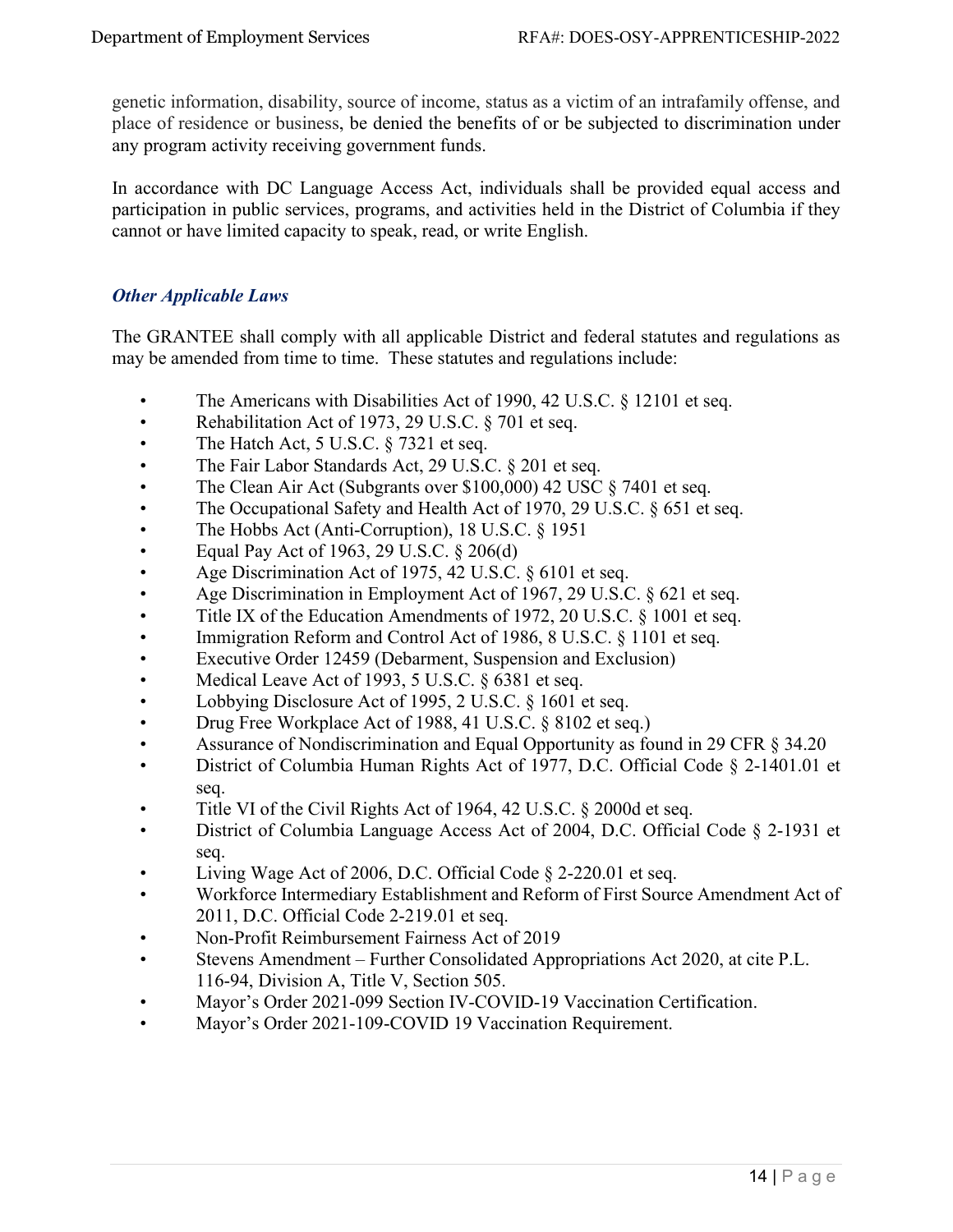genetic information, disability, source of income, status as a victim of an intrafamily offense, and place of residence or business, be denied the benefits of or be subjected to discrimination under any program activity receiving government funds.

In accordance with DC Language Access Act, individuals shall be provided equal access and participation in public services, programs, and activities held in the District of Columbia if they cannot or have limited capacity to speak, read, or write English.

### *Other Applicable Laws*

The GRANTEE shall comply with all applicable District and federal statutes and regulations as may be amended from time to time. These statutes and regulations include:

- The Americans with Disabilities Act of 1990, 42 U.S.C. § 12101 et seq.
- Rehabilitation Act of 1973, 29 U.S.C. § 701 et seq.
- The Hatch Act, 5 U.S.C. § 7321 et seq.
- The Fair Labor Standards Act, 29 U.S.C. § 201 et seq.
- The Clean Air Act (Subgrants over $100,000) 42 USC § 7401 et seq.
- The Occupational Safety and Health Act of 1970, 29 U.S.C. § 651 et seq.
- The Hobbs Act (Anti-Corruption), 18 U.S.C. § 1951
- Equal Pay Act of 1963, 29 U.S.C. § 206(d)
- Age Discrimination Act of 1975, 42 U.S.C. § 6101 et seq.
- Age Discrimination in Employment Act of 1967, 29 U.S.C. § 621 et seq.
- Title IX of the Education Amendments of 1972, 20 U.S.C. § 1001 et seq.
- Immigration Reform and Control Act of 1986, 8 U.S.C. § 1101 et seq.
- Executive Order 12459 (Debarment, Suspension and Exclusion)
- Medical Leave Act of 1993, 5 U.S.C. § 6381 et seq.
- Lobbying Disclosure Act of 1995, 2 U.S.C. § 1601 et seq.
- Drug Free Workplace Act of 1988, 41 U.S.C. § 8102 et seq.)
- Assurance of Nondiscrimination and Equal Opportunity as found in 29 CFR § 34.20
- District of Columbia Human Rights Act of 1977, D.C. Official Code § 2-1401.01 et seq.
- Title VI of the Civil Rights Act of 1964, 42 U.S.C. § 2000d et seq.
- District of Columbia Language Access Act of 2004, D.C. Official Code § 2-1931 et seq.
- Living Wage Act of 2006, D.C. Official Code § 2-220.01 et seq.
- Workforce Intermediary Establishment and Reform of First Source Amendment Act of 2011, D.C. Official Code 2-219.01 et seq.
- Non-Profit Reimbursement Fairness Act of 2019
- Stevens Amendment – Further Consolidated Appropriations Act 2020, at cite P.L. 116-94, Division A, Title V, Section 505.
- Mayor's Order 2021-099 Section IV-COVID-19 Vaccination Certification.
- Mayor's Order 2021-109-COVID 19 Vaccination Requirement.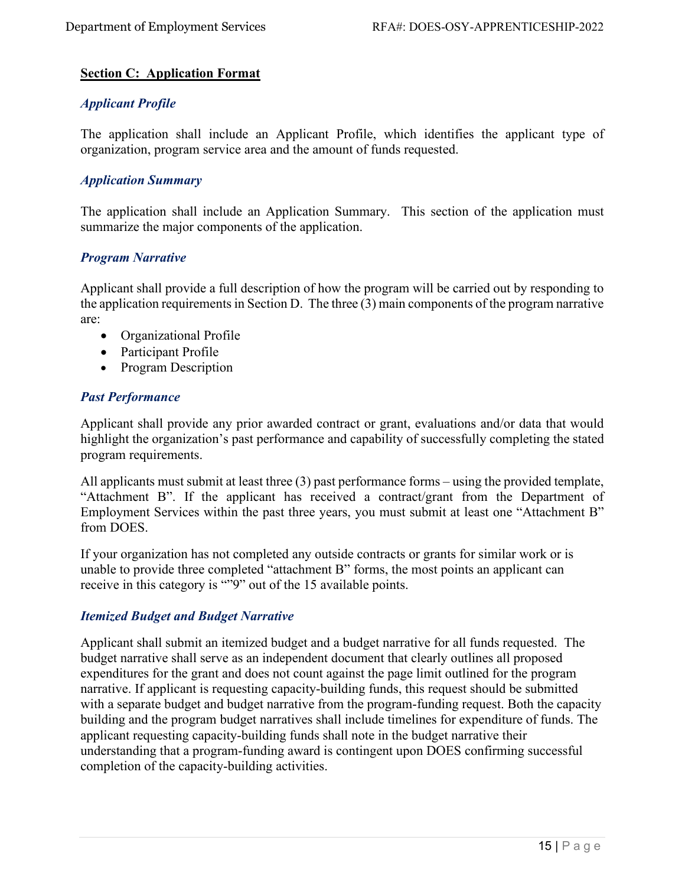## Section C: Application Format

### *Applicant Profile*

The application shall include an Applicant Profile, which identifies the applicant type of organization, program service area and the amount of funds requested.

### *Application Summary*

The application shall include an Application Summary. This section of the application must summarize the major components of the application.

### *Program Narrative*

Applicant shall provide a full description of how the program will be carried out by responding to the application requirements in Section D. The three (3) main components of the program narrative are:

- Organizational Profile
- Participant Profile
- Program Description

### *Past Performance*

Applicant shall provide any prior awarded contract or grant, evaluations and/or data that would highlight the organization's past performance and capability of successfully completing the stated program requirements.

All applicants must submit at least three (3) past performance forms – using the provided template, "Attachment B". If the applicant has received a contract/grant from the Department of Employment Services within the past three years, you must submit at least one "Attachment B" from DOES.

If your organization has not completed any outside contracts or grants for similar work or is unable to provide three completed "attachment B" forms, the most points an applicant can receive in this category is ""9" out of the 15 available points.

### *Itemized Budget and Budget Narrative*

Applicant shall submit an itemized budget and a budget narrative for all funds requested. The budget narrative shall serve as an independent document that clearly outlines all proposed expenditures for the grant and does not count against the page limit outlined for the program narrative. If applicant is requesting capacity-building funds, this request should be submitted with a separate budget and budget narrative from the program-funding request. Both the capacity building and the program budget narratives shall include timelines for expenditure of funds. The applicant requesting capacity-building funds shall note in the budget narrative their understanding that a program-funding award is contingent upon DOES confirming successful completion of the capacity-building activities.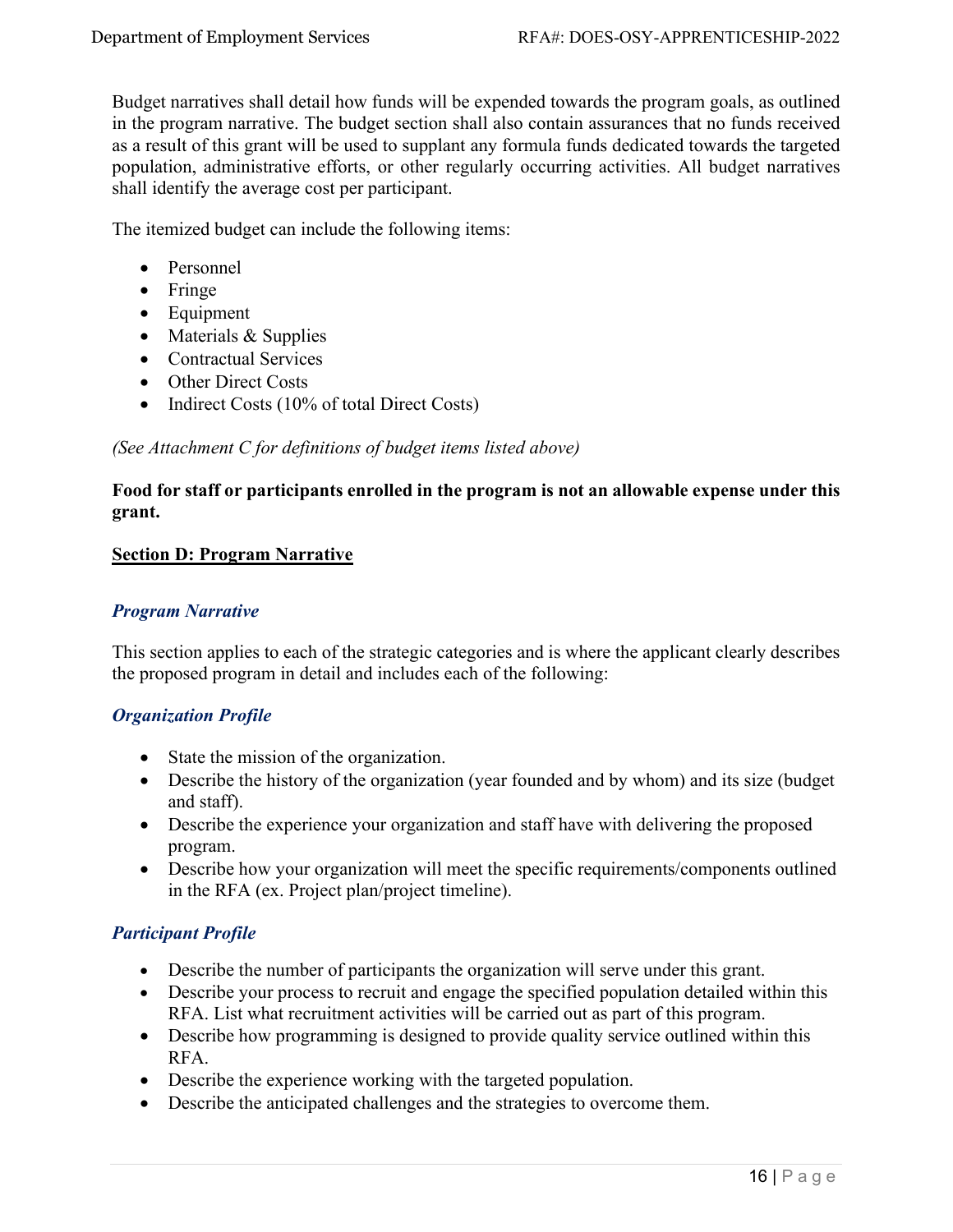Budget narratives shall detail how funds will be expended towards the program goals, as outlined in the program narrative. The budget section shall also contain assurances that no funds received as a result of this grant will be used to supplant any formula funds dedicated towards the targeted population, administrative efforts, or other regularly occurring activities. All budget narratives shall identify the average cost per participant.

The itemized budget can include the following items:

- Personnel
- Fringe
- Equipment
- Materials & Supplies
- Contractual Services
- Other Direct Costs
- Indirect Costs (10% of total Direct Costs)

*(See Attachment C for definitions of budget items listed above)*

**Food for staff or participants enrolled in the program is not an allowable expense under this grant.**

## Section D: Program Narrative

### *Program Narrative*

This section applies to each of the strategic categories and is where the applicant clearly describes the proposed program in detail and includes each of the following:

### *Organization Profile*

- State the mission of the organization.
- Describe the history of the organization (year founded and by whom) and its size (budget and staff).
- Describe the experience your organization and staff have with delivering the proposed program.
- Describe how your organization will meet the specific requirements/components outlined in the RFA (ex. Project plan/project timeline).

### *Participant Profile*

- Describe the number of participants the organization will serve under this grant.
- Describe your process to recruit and engage the specified population detailed within this RFA. List what recruitment activities will be carried out as part of this program.
- Describe how programming is designed to provide quality service outlined within this RFA.
- Describe the experience working with the targeted population.
- Describe the anticipated challenges and the strategies to overcome them.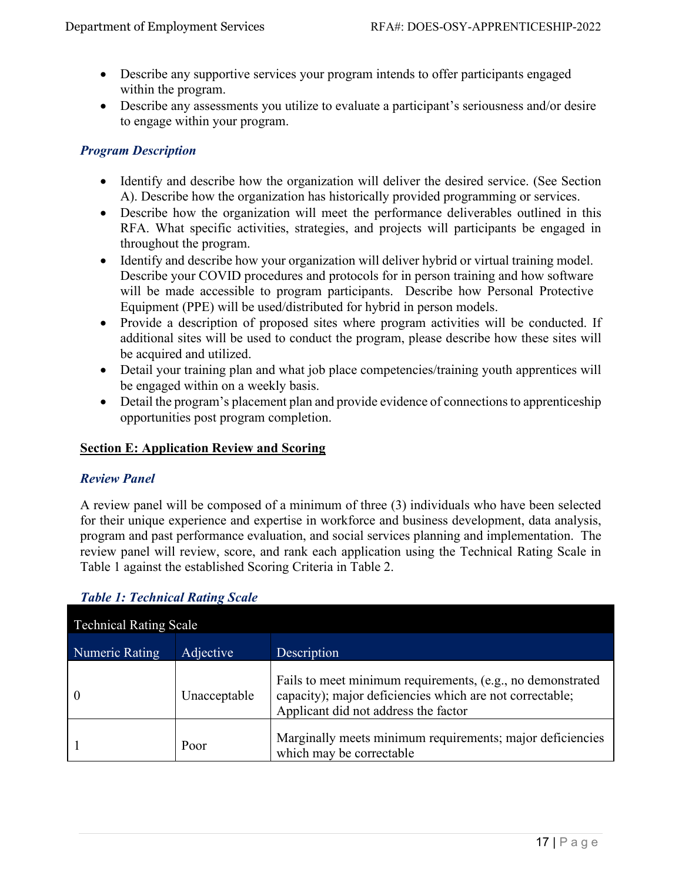- Describe any supportive services your program intends to offer participants engaged within the program.
- Describe any assessments you utilize to evaluate a participant's seriousness and/or desire to engage within your program.

### *Program Description*

- Identify and describe how the organization will deliver the desired service. (See Section A). Describe how the organization has historically provided programming or services.
- Describe how the organization will meet the performance deliverables outlined in this RFA. What specific activities, strategies, and projects will participants be engaged in throughout the program.
- Identify and describe how your organization will deliver hybrid or virtual training model. Describe your COVID procedures and protocols for in person training and how software will be made accessible to program participants. Describe how Personal Protective Equipment (PPE) will be used/distributed for hybrid in person models.
- Provide a description of proposed sites where program activities will be conducted. If additional sites will be used to conduct the program, please describe how these sites will be acquired and utilized.
- Detail your training plan and what job place competencies/training youth apprentices will be engaged within on a weekly basis.
- Detail the program's placement plan and provide evidence of connections to apprenticeship opportunities post program completion.

## Section E: Application Review and Scoring

### *Review Panel*

A review panel will be composed of a minimum of three (3) individuals who have been selected for their unique experience and expertise in workforce and business development, data analysis, program and past performance evaluation, and social services planning and implementation. The review panel will review, score, and rank each application using the Technical Rating Scale in Table 1 against the established Scoring Criteria in Table 2.

### *Table 1: Technical Rating Scale*

| Technical Rating Scale | | |
|---|---|---|
| Numeric Rating | Adjective | Description |
| 0 | Unacceptable | Fails to meet minimum requirements, (e.g., no demonstrated capacity); major deficiencies which are not correctable; Applicant did not address the factor |
| 1 | Poor | Marginally meets minimum requirements; major deficiencies which may be correctable |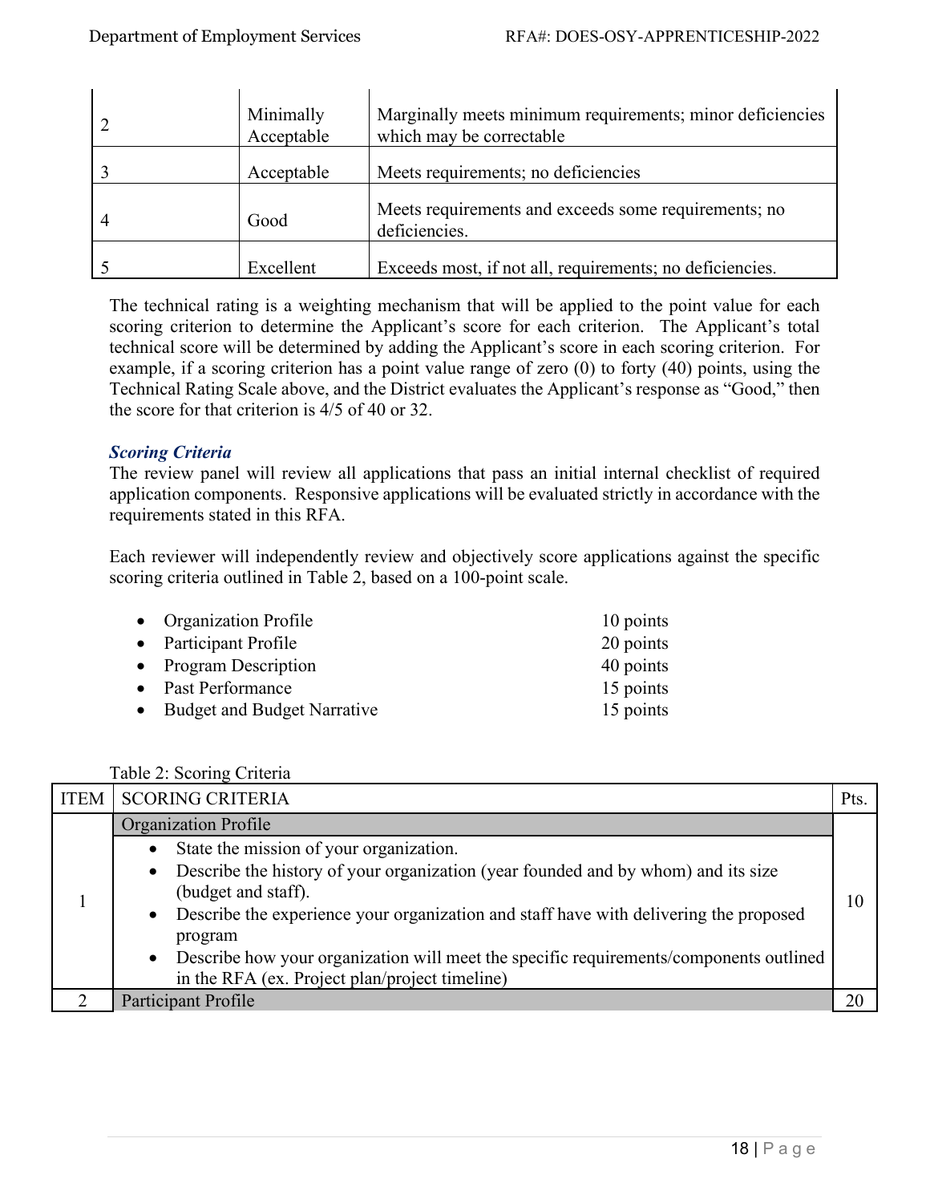| | | |
|---|---|---|
| 2 | Minimally Acceptable | Marginally meets minimum requirements; minor deficiencies which may be correctable |
| 3 | Acceptable | Meets requirements; no deficiencies |
| 4 | Good | Meets requirements and exceeds some requirements; no deficiencies. |
| 5 | Excellent | Exceeds most, if not all, requirements; no deficiencies. |

The technical rating is a weighting mechanism that will be applied to the point value for each scoring criterion to determine the Applicant's score for each criterion. The Applicant's total technical score will be determined by adding the Applicant's score in each scoring criterion. For example, if a scoring criterion has a point value range of zero (0) to forty (40) points, using the Technical Rating Scale above, and the District evaluates the Applicant's response as "Good," then the score for that criterion is 4/5 of 40 or 32.

### *Scoring Criteria*

The review panel will review all applications that pass an initial internal checklist of required application components. Responsive applications will be evaluated strictly in accordance with the requirements stated in this RFA.

Each reviewer will independently review and objectively score applications against the specific scoring criteria outlined in Table 2, based on a 100-point scale.

- Organization Profile — 10 points
- Participant Profile — 20 points
- Program Description — 40 points
- Past Performance — 15 points
- Budget and Budget Narrative — 15 points

Table 2: Scoring Criteria

| ITEM | SCORING CRITERIA | Pts. |
|---|---|---|
| 1 | **Organization Profile**<br>• State the mission of your organization.<br>• Describe the history of your organization (year founded and by whom) and its size (budget and staff).<br>• Describe the experience your organization and staff have with delivering the proposed program<br>• Describe how your organization will meet the specific requirements/components outlined in the RFA (ex. Project plan/project timeline) | 10 |
| 2 | **Participant Profile** | 20 |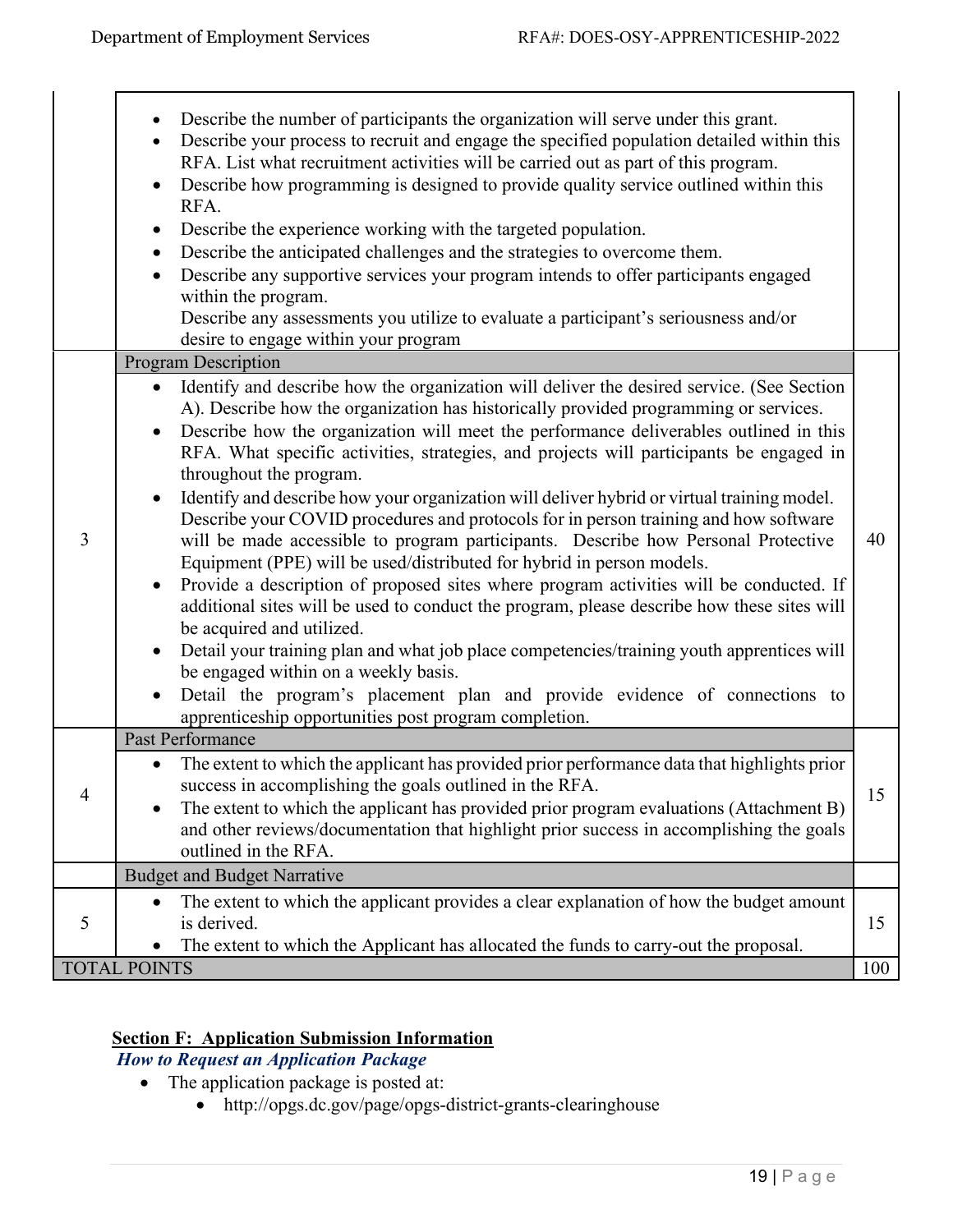| | | |
|---|---|---|
| | • Describe the number of participants the organization will serve under this grant.<br>• Describe your process to recruit and engage the specified population detailed within this RFA. List what recruitment activities will be carried out as part of this program.<br>• Describe how programming is designed to provide quality service outlined within this RFA.<br>• Describe the experience working with the targeted population.<br>• Describe the anticipated challenges and the strategies to overcome them.<br>• Describe any supportive services your program intends to offer participants engaged within the program.<br>Describe any assessments you utilize to evaluate a participant's seriousness and/or desire to engage within your program | |
| | **Program Description** | |
| 3 | • Identify and describe how the organization will deliver the desired service. (See Section A). Describe how the organization has historically provided programming or services.<br>• Describe how the organization will meet the performance deliverables outlined in this RFA. What specific activities, strategies, and projects will participants be engaged in throughout the program.<br>• Identify and describe how your organization will deliver hybrid or virtual training model. Describe your COVID procedures and protocols for in person training and how software will be made accessible to program participants. Describe how Personal Protective Equipment (PPE) will be used/distributed for hybrid in person models.<br>• Provide a description of proposed sites where program activities will be conducted. If additional sites will be used to conduct the program, please describe how these sites will be acquired and utilized.<br>• Detail your training plan and what job place competencies/training youth apprentices will be engaged within on a weekly basis.<br>• Detail the program's placement plan and provide evidence of connections to apprenticeship opportunities post program completion. | 40 |
| | **Past Performance** | |
| 4 | • The extent to which the applicant has provided prior performance data that highlights prior success in accomplishing the goals outlined in the RFA.<br>• The extent to which the applicant has provided prior program evaluations (Attachment B) and other reviews/documentation that highlight prior success in accomplishing the goals outlined in the RFA. | 15 |
| | **Budget and Budget Narrative** | |
| 5 | • The extent to which the applicant provides a clear explanation of how the budget amount is derived.<br>• The extent to which the Applicant has allocated the funds to carry-out the proposal. | 15 |
| **TOTAL POINTS** | | 100 |

## Section F: Application Submission Information

***How to Request an Application Package***

- The application package is posted at:
  - http://opgs.dc.gov/page/opgs-district-grants-clearinghouse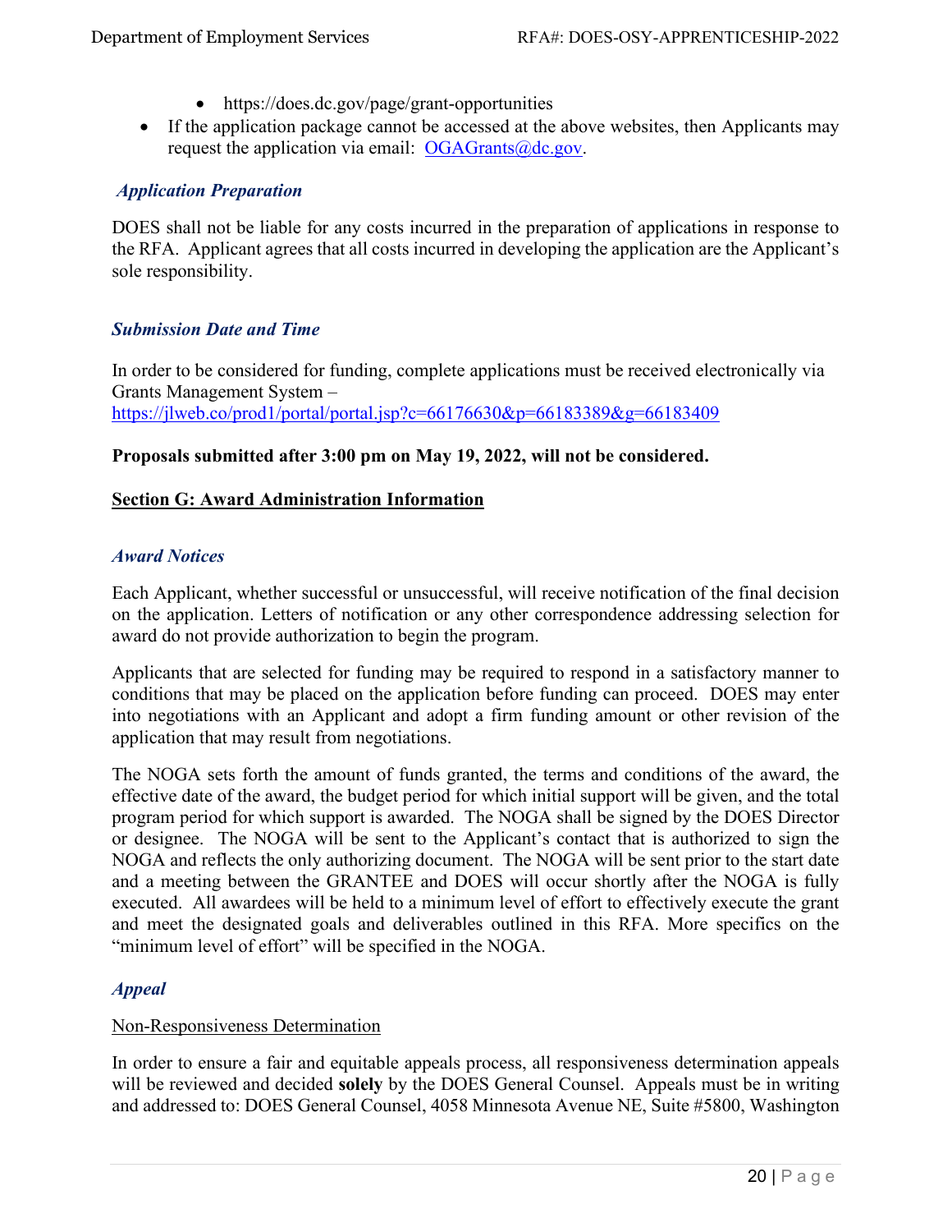- https://does.dc.gov/page/grant-opportunities
- If the application package cannot be accessed at the above websites, then Applicants may request the application via email: [OGAGrants@dc.gov](mailto:OGAGrants@dc.gov).

### *Application Preparation*

DOES shall not be liable for any costs incurred in the preparation of applications in response to the RFA. Applicant agrees that all costs incurred in developing the application are the Applicant's sole responsibility.

### *Submission Date and Time*

In order to be considered for funding, complete applications must be received electronically via Grants Management System – https://jlweb.co/prod1/portal/portal.jsp?c=66176630&p=66183389&g=66183409

**Proposals submitted after 3:00 pm on May 19, 2022, will not be considered.**

## Section G: Award Administration Information

### *Award Notices*

Each Applicant, whether successful or unsuccessful, will receive notification of the final decision on the application. Letters of notification or any other correspondence addressing selection for award do not provide authorization to begin the program.

Applicants that are selected for funding may be required to respond in a satisfactory manner to conditions that may be placed on the application before funding can proceed. DOES may enter into negotiations with an Applicant and adopt a firm funding amount or other revision of the application that may result from negotiations.

The NOGA sets forth the amount of funds granted, the terms and conditions of the award, the effective date of the award, the budget period for which initial support will be given, and the total program period for which support is awarded. The NOGA shall be signed by the DOES Director or designee. The NOGA will be sent to the Applicant's contact that is authorized to sign the NOGA and reflects the only authorizing document. The NOGA will be sent prior to the start date and a meeting between the GRANTEE and DOES will occur shortly after the NOGA is fully executed. All awardees will be held to a minimum level of effort to effectively execute the grant and meet the designated goals and deliverables outlined in this RFA. More specifics on the "minimum level of effort" will be specified in the NOGA.

### *Appeal*

Non-Responsiveness Determination

In order to ensure a fair and equitable appeals process, all responsiveness determination appeals will be reviewed and decided **solely** by the DOES General Counsel. Appeals must be in writing and addressed to: DOES General Counsel, 4058 Minnesota Avenue NE, Suite #5800, Washington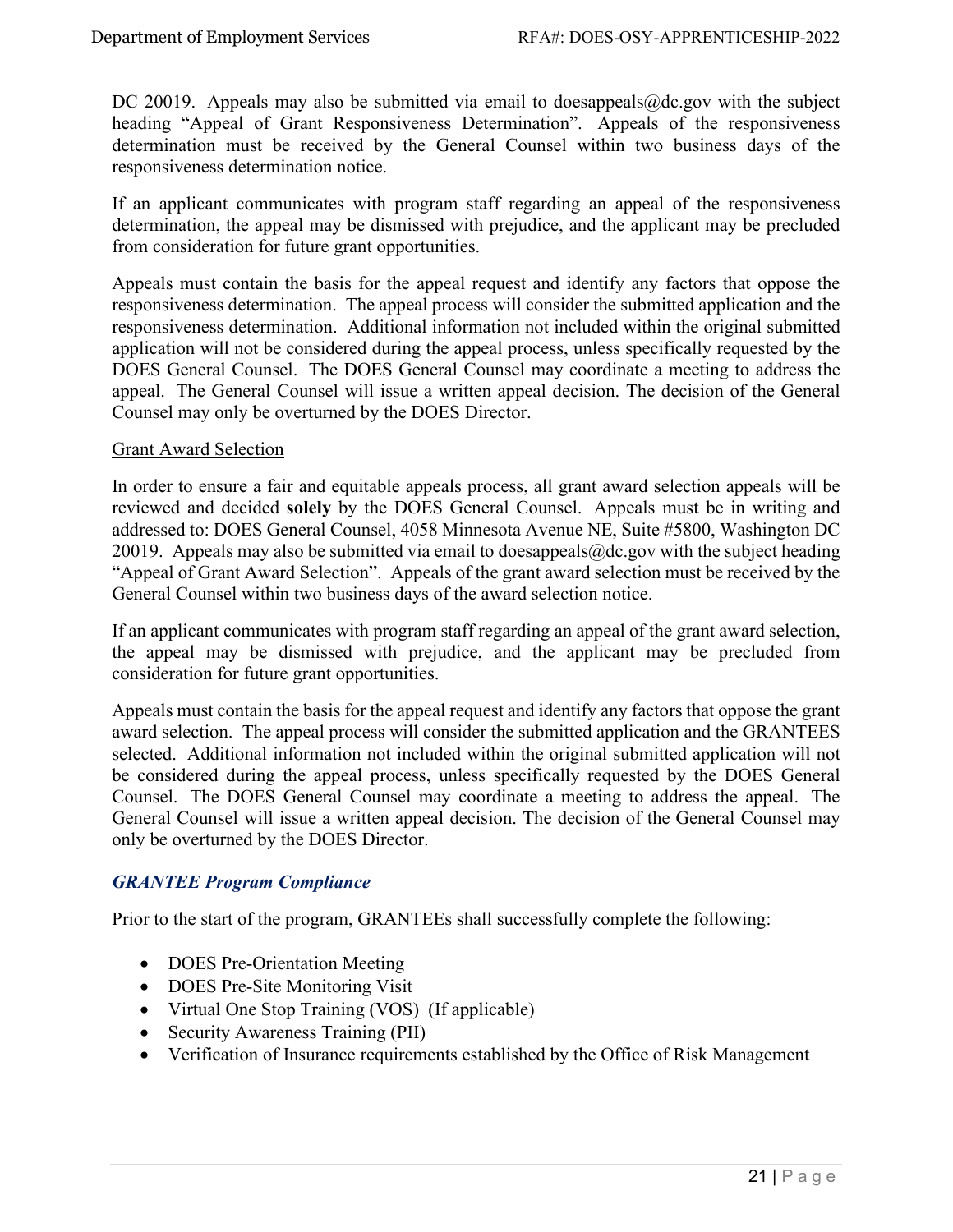DC 20019. Appeals may also be submitted via email to doesappeals@dc.gov with the subject heading "Appeal of Grant Responsiveness Determination". Appeals of the responsiveness determination must be received by the General Counsel within two business days of the responsiveness determination notice.

If an applicant communicates with program staff regarding an appeal of the responsiveness determination, the appeal may be dismissed with prejudice, and the applicant may be precluded from consideration for future grant opportunities.

Appeals must contain the basis for the appeal request and identify any factors that oppose the responsiveness determination. The appeal process will consider the submitted application and the responsiveness determination. Additional information not included within the original submitted application will not be considered during the appeal process, unless specifically requested by the DOES General Counsel. The DOES General Counsel may coordinate a meeting to address the appeal. The General Counsel will issue a written appeal decision. The decision of the General Counsel may only be overturned by the DOES Director.

<u>Grant Award Selection</u>

In order to ensure a fair and equitable appeals process, all grant award selection appeals will be reviewed and decided **solely** by the DOES General Counsel. Appeals must be in writing and addressed to: DOES General Counsel, 4058 Minnesota Avenue NE, Suite #5800, Washington DC 20019. Appeals may also be submitted via email to doesappeals@dc.gov with the subject heading "Appeal of Grant Award Selection". Appeals of the grant award selection must be received by the General Counsel within two business days of the award selection notice.

If an applicant communicates with program staff regarding an appeal of the grant award selection, the appeal may be dismissed with prejudice, and the applicant may be precluded from consideration for future grant opportunities.

Appeals must contain the basis for the appeal request and identify any factors that oppose the grant award selection. The appeal process will consider the submitted application and the GRANTEES selected. Additional information not included within the original submitted application will not be considered during the appeal process, unless specifically requested by the DOES General Counsel. The DOES General Counsel may coordinate a meeting to address the appeal. The General Counsel will issue a written appeal decision. The decision of the General Counsel may only be overturned by the DOES Director.

### *GRANTEE Program Compliance*

Prior to the start of the program, GRANTEEs shall successfully complete the following:

- DOES Pre-Orientation Meeting
- DOES Pre-Site Monitoring Visit
- Virtual One Stop Training (VOS) (If applicable)
- Security Awareness Training (PII)
- Verification of Insurance requirements established by the Office of Risk Management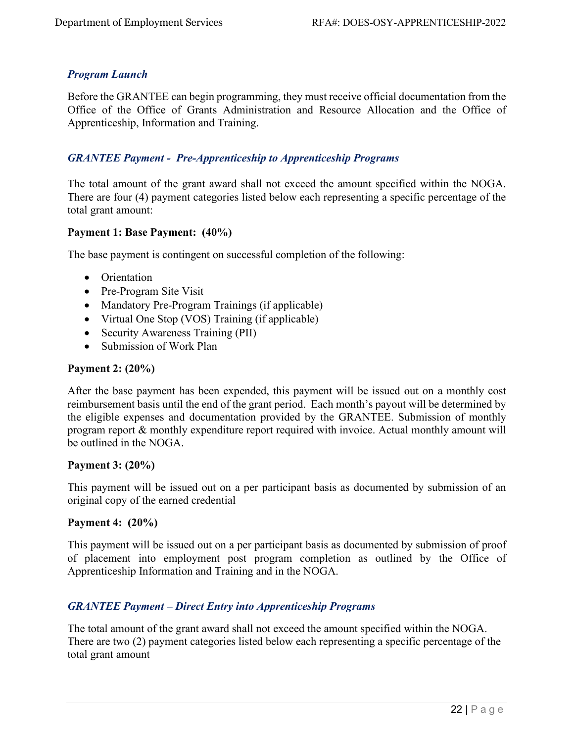### *Program Launch*

Before the GRANTEE can begin programming, they must receive official documentation from the Office of the Office of Grants Administration and Resource Allocation and the Office of Apprenticeship, Information and Training.

### *GRANTEE Payment - Pre-Apprenticeship to Apprenticeship Programs*

The total amount of the grant award shall not exceed the amount specified within the NOGA. There are four (4) payment categories listed below each representing a specific percentage of the total grant amount:

**Payment 1: Base Payment: (40%)**

The base payment is contingent on successful completion of the following:

- Orientation
- Pre-Program Site Visit
- Mandatory Pre-Program Trainings (if applicable)
- Virtual One Stop (VOS) Training (if applicable)
- Security Awareness Training (PII)
- Submission of Work Plan

**Payment 2: (20%)**

After the base payment has been expended, this payment will be issued out on a monthly cost reimbursement basis until the end of the grant period. Each month's payout will be determined by the eligible expenses and documentation provided by the GRANTEE. Submission of monthly program report & monthly expenditure report required with invoice. Actual monthly amount will be outlined in the NOGA.

**Payment 3: (20%)**

This payment will be issued out on a per participant basis as documented by submission of an original copy of the earned credential

**Payment 4: (20%)**

This payment will be issued out on a per participant basis as documented by submission of proof of placement into employment post program completion as outlined by the Office of Apprenticeship Information and Training and in the NOGA.

### *GRANTEE Payment – Direct Entry into Apprenticeship Programs*

The total amount of the grant award shall not exceed the amount specified within the NOGA. There are two (2) payment categories listed below each representing a specific percentage of the total grant amount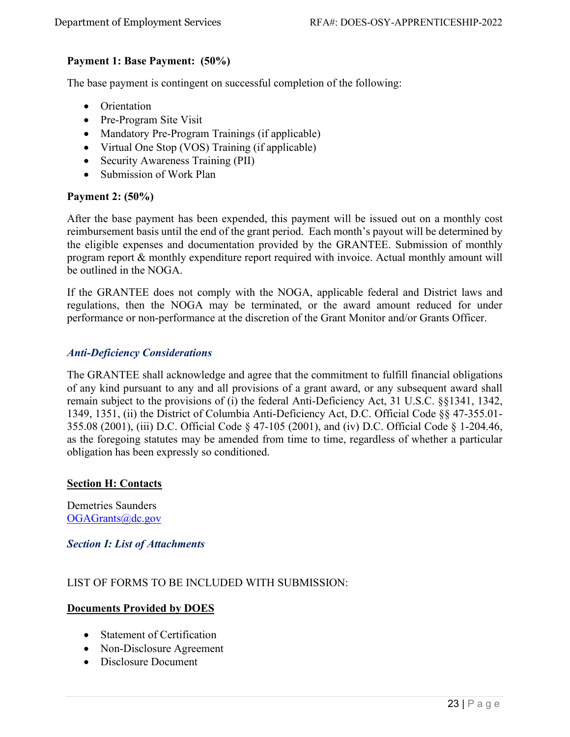**Payment 1: Base Payment: (50%)**

The base payment is contingent on successful completion of the following:

- Orientation
- Pre-Program Site Visit
- Mandatory Pre-Program Trainings (if applicable)
- Virtual One Stop (VOS) Training (if applicable)
- Security Awareness Training (PII)
- Submission of Work Plan

**Payment 2: (50%)**

After the base payment has been expended, this payment will be issued out on a monthly cost reimbursement basis until the end of the grant period. Each month's payout will be determined by the eligible expenses and documentation provided by the GRANTEE. Submission of monthly program report & monthly expenditure report required with invoice. Actual monthly amount will be outlined in the NOGA.

If the GRANTEE does not comply with the NOGA, applicable federal and District laws and regulations, then the NOGA may be terminated, or the award amount reduced for under performance or non-performance at the discretion of the Grant Monitor and/or Grants Officer.

### *Anti-Deficiency Considerations*

The GRANTEE shall acknowledge and agree that the commitment to fulfill financial obligations of any kind pursuant to any and all provisions of a grant award, or any subsequent award shall remain subject to the provisions of (i) the federal Anti-Deficiency Act, 31 U.S.C. §§1341, 1342, 1349, 1351, (ii) the District of Columbia Anti-Deficiency Act, D.C. Official Code §§ 47-355.01-355.08 (2001), (iii) D.C. Official Code § 47-105 (2001), and (iv) D.C. Official Code § 1-204.46, as the foregoing statutes may be amended from time to time, regardless of whether a particular obligation has been expressly so conditioned.

## Section H: Contacts

Demetries Saunders
OGAGrants@dc.gov

## *Section I: List of Attachments*

LIST OF FORMS TO BE INCLUDED WITH SUBMISSION:

**Documents Provided by DOES**

- Statement of Certification
- Non-Disclosure Agreement
- Disclosure Document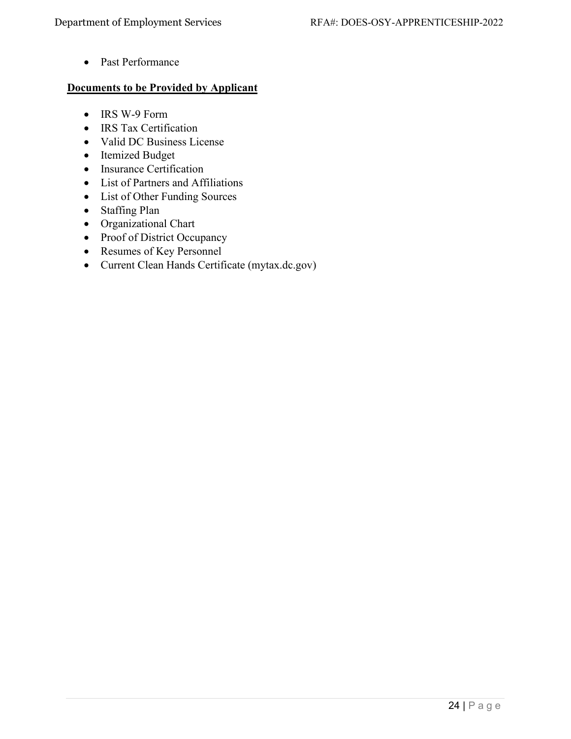- Past Performance

**Documents to be Provided by Applicant**

- IRS W-9 Form
- IRS Tax Certification
- Valid DC Business License
- Itemized Budget
- Insurance Certification
- List of Partners and Affiliations
- List of Other Funding Sources
- Staffing Plan
- Organizational Chart
- Proof of District Occupancy
- Resumes of Key Personnel
- Current Clean Hands Certificate (mytax.dc.gov)